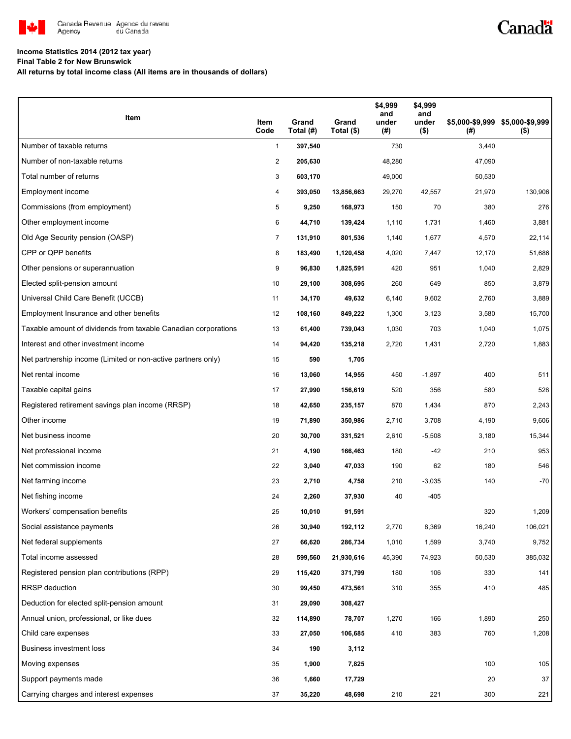**Income Statistics 2014 (2012 tax year)**
**Final Table 2 for New Brunswick**
**All returns by total income class (All items are in thousands of dollars)**

| Item | Item Code | Grand Total (#) | Grand Total ($) | $4,999 and under (#) | $4,999 and under ($) | $5,000-$9,999 (#) | $5,000-$9,999 ($) |
|---|---|---|---|---|---|---|---|
| Number of taxable returns | 1 | **397,540** | | 730 | | 3,440 | |
| Number of non-taxable returns | 2 | **205,630** | | 48,280 | | 47,090 | |
| Total number of returns | 3 | **603,170** | | 49,000 | | 50,530 | |
| Employment income | 4 | **393,050** | **13,856,663** | 29,270 | 42,557 | 21,970 | 130,906 |
| Commissions (from employment) | 5 | **9,250** | **168,973** | 150 | 70 | 380 | 276 |
| Other employment income | 6 | **44,710** | **139,424** | 1,110 | 1,731 | 1,460 | 3,881 |
| Old Age Security pension (OASP) | 7 | **131,910** | **801,536** | 1,140 | 1,677 | 4,570 | 22,114 |
| CPP or QPP benefits | 8 | **183,490** | **1,120,458** | 4,020 | 7,447 | 12,170 | 51,686 |
| Other pensions or superannuation | 9 | **96,830** | **1,825,591** | 420 | 951 | 1,040 | 2,829 |
| Elected split-pension amount | 10 | **29,100** | **308,695** | 260 | 649 | 850 | 3,879 |
| Universal Child Care Benefit (UCCB) | 11 | **34,170** | **49,632** | 6,140 | 9,602 | 2,760 | 3,889 |
| Employment Insurance and other benefits | 12 | **108,160** | **849,222** | 1,300 | 3,123 | 3,580 | 15,700 |
| Taxable amount of dividends from taxable Canadian corporations | 13 | **61,400** | **739,043** | 1,030 | 703 | 1,040 | 1,075 |
| Interest and other investment income | 14 | **94,420** | **135,218** | 2,720 | 1,431 | 2,720 | 1,883 |
| Net partnership income (Limited or non-active partners only) | 15 | **590** | **1,705** | | | | |
| Net rental income | 16 | **13,060** | **14,955** | 450 | -1,897 | 400 | 511 |
| Taxable capital gains | 17 | **27,990** | **156,619** | 520 | 356 | 580 | 528 |
| Registered retirement savings plan income (RRSP) | 18 | **42,650** | **235,157** | 870 | 1,434 | 870 | 2,243 |
| Other income | 19 | **71,890** | **350,986** | 2,710 | 3,708 | 4,190 | 9,606 |
| Net business income | 20 | **30,700** | **331,521** | 2,610 | -5,508 | 3,180 | 15,344 |
| Net professional income | 21 | **4,190** | **166,463** | 180 | -42 | 210 | 953 |
| Net commission income | 22 | **3,040** | **47,033** | 190 | 62 | 180 | 546 |
| Net farming income | 23 | **2,710** | **4,758** | 210 | -3,035 | 140 | -70 |
| Net fishing income | 24 | **2,260** | **37,930** | 40 | -405 | | |
| Workers' compensation benefits | 25 | **10,010** | **91,591** | | | 320 | 1,209 |
| Social assistance payments | 26 | **30,940** | **192,112** | 2,770 | 8,369 | 16,240 | 106,021 |
| Net federal supplements | 27 | **66,620** | **286,734** | 1,010 | 1,599 | 3,740 | 9,752 |
| Total income assessed | 28 | **599,560** | **21,930,616** | 45,390 | 74,923 | 50,530 | 385,032 |
| Registered pension plan contributions (RPP) | 29 | **115,420** | **371,799** | 180 | 106 | 330 | 141 |
| RRSP deduction | 30 | **99,450** | **473,561** | 310 | 355 | 410 | 485 |
| Deduction for elected split-pension amount | 31 | **29,090** | **308,427** | | | | |
| Annual union, professional, or like dues | 32 | **114,890** | **78,707** | 1,270 | 166 | 1,890 | 250 |
| Child care expenses | 33 | **27,050** | **106,685** | 410 | 383 | 760 | 1,208 |
| Business investment loss | 34 | **190** | **3,112** | | | | |
| Moving expenses | 35 | **1,900** | **7,825** | | | 100 | 105 |
| Support payments made | 36 | **1,660** | **17,729** | | | 20 | 37 |
| Carrying charges and interest expenses | 37 | **35,220** | **48,698** | 210 | 221 | 300 | 221 |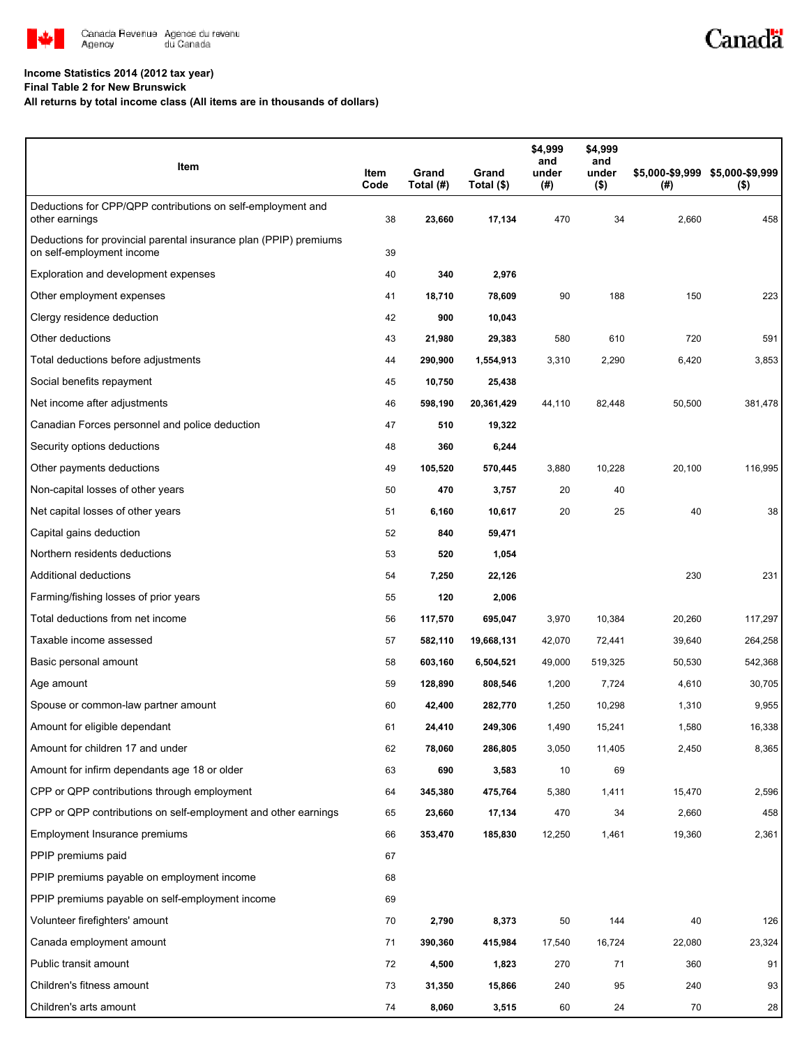Income Statistics 2014 (2012 tax year)

Final Table 2 for New Brunswick

All returns by total income class (All items are in thousands of dollars)

| Item | Item Code | Grand Total (#) | Grand Total ($) | $4,999 and under (#) | $4,999 and under ($) | $5,000-$9,999 (#) | $5,000-$9,999 ($) |
|---|---|---|---|---|---|---|---|
| Deductions for CPP/QPP contributions on self-employment and other earnings | 38 | **23,660** | **17,134** | 470 | 34 | 2,660 | 458 |
| Deductions for provincial parental insurance plan (PPIP) premiums on self-employment income | 39 | | | | | | |
| Exploration and development expenses | 40 | **340** | **2,976** | | | | |
| Other employment expenses | 41 | **18,710** | **78,609** | 90 | 188 | 150 | 223 |
| Clergy residence deduction | 42 | **900** | **10,043** | | | | |
| Other deductions | 43 | **21,980** | **29,383** | 580 | 610 | 720 | 591 |
| Total deductions before adjustments | 44 | **290,900** | **1,554,913** | 3,310 | 2,290 | 6,420 | 3,853 |
| Social benefits repayment | 45 | **10,750** | **25,438** | | | | |
| Net income after adjustments | 46 | **598,190** | **20,361,429** | 44,110 | 82,448 | 50,500 | 381,478 |
| Canadian Forces personnel and police deduction | 47 | **510** | **19,322** | | | | |
| Security options deductions | 48 | **360** | **6,244** | | | | |
| Other payments deductions | 49 | **105,520** | **570,445** | 3,880 | 10,228 | 20,100 | 116,995 |
| Non-capital losses of other years | 50 | **470** | **3,757** | 20 | 40 | | |
| Net capital losses of other years | 51 | **6,160** | **10,617** | 20 | 25 | 40 | 38 |
| Capital gains deduction | 52 | **840** | **59,471** | | | | |
| Northern residents deductions | 53 | **520** | **1,054** | | | | |
| Additional deductions | 54 | **7,250** | **22,126** | | | 230 | 231 |
| Farming/fishing losses of prior years | 55 | **120** | **2,006** | | | | |
| Total deductions from net income | 56 | **117,570** | **695,047** | 3,970 | 10,384 | 20,260 | 117,297 |
| Taxable income assessed | 57 | **582,110** | **19,668,131** | 42,070 | 72,441 | 39,640 | 264,258 |
| Basic personal amount | 58 | **603,160** | **6,504,521** | 49,000 | 519,325 | 50,530 | 542,368 |
| Age amount | 59 | **128,890** | **808,546** | 1,200 | 7,724 | 4,610 | 30,705 |
| Spouse or common-law partner amount | 60 | **42,400** | **282,770** | 1,250 | 10,298 | 1,310 | 9,955 |
| Amount for eligible dependant | 61 | **24,410** | **249,306** | 1,490 | 15,241 | 1,580 | 16,338 |
| Amount for children 17 and under | 62 | **78,060** | **286,805** | 3,050 | 11,405 | 2,450 | 8,365 |
| Amount for infirm dependants age 18 or older | 63 | **690** | **3,583** | 10 | 69 | | |
| CPP or QPP contributions through employment | 64 | **345,380** | **475,764** | 5,380 | 1,411 | 15,470 | 2,596 |
| CPP or QPP contributions on self-employment and other earnings | 65 | **23,660** | **17,134** | 470 | 34 | 2,660 | 458 |
| Employment Insurance premiums | 66 | **353,470** | **185,830** | 12,250 | 1,461 | 19,360 | 2,361 |
| PPIP premiums paid | 67 | | | | | | |
| PPIP premiums payable on employment income | 68 | | | | | | |
| PPIP premiums payable on self-employment income | 69 | | | | | | |
| Volunteer firefighters' amount | 70 | **2,790** | **8,373** | 50 | 144 | 40 | 126 |
| Canada employment amount | 71 | **390,360** | **415,984** | 17,540 | 16,724 | 22,080 | 23,324 |
| Public transit amount | 72 | **4,500** | **1,823** | 270 | 71 | 360 | 91 |
| Children's fitness amount | 73 | **31,350** | **15,866** | 240 | 95 | 240 | 93 |
| Children's arts amount | 74 | **8,060** | **3,515** | 60 | 24 | 70 | 28 |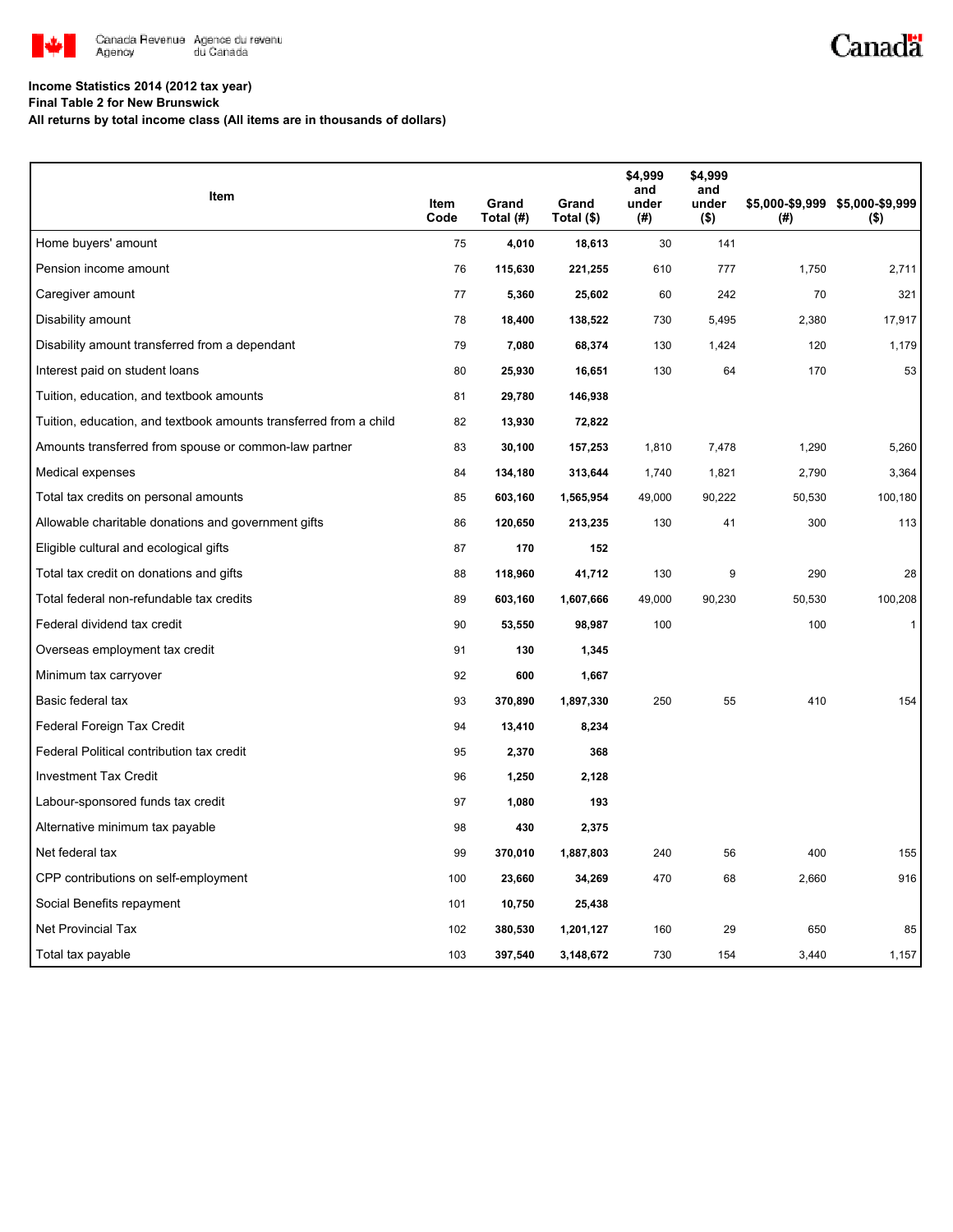**Income Statistics 2014 (2012 tax year)**
**Final Table 2 for New Brunswick**
**All returns by total income class (All items are in thousands of dollars)**

| Item | Item Code | Grand Total (#) | Grand Total ($) | $4,999 and under (#) | $4,999 and under ($) | $5,000-$9,999 (#) | $5,000-$9,999 ($) |
|---|---|---|---|---|---|---|---|
| Home buyers' amount | 75 | **4,010** | **18,613** | 30 | 141 | | |
| Pension income amount | 76 | **115,630** | **221,255** | 610 | 777 | 1,750 | 2,711 |
| Caregiver amount | 77 | **5,360** | **25,602** | 60 | 242 | 70 | 321 |
| Disability amount | 78 | **18,400** | **138,522** | 730 | 5,495 | 2,380 | 17,917 |
| Disability amount transferred from a dependant | 79 | **7,080** | **68,374** | 130 | 1,424 | 120 | 1,179 |
| Interest paid on student loans | 80 | **25,930** | **16,651** | 130 | 64 | 170 | 53 |
| Tuition, education, and textbook amounts | 81 | **29,780** | **146,938** | | | | |
| Tuition, education, and textbook amounts transferred from a child | 82 | **13,930** | **72,822** | | | | |
| Amounts transferred from spouse or common-law partner | 83 | **30,100** | **157,253** | 1,810 | 7,478 | 1,290 | 5,260 |
| Medical expenses | 84 | **134,180** | **313,644** | 1,740 | 1,821 | 2,790 | 3,364 |
| Total tax credits on personal amounts | 85 | **603,160** | **1,565,954** | 49,000 | 90,222 | 50,530 | 100,180 |
| Allowable charitable donations and government gifts | 86 | **120,650** | **213,235** | 130 | 41 | 300 | 113 |
| Eligible cultural and ecological gifts | 87 | **170** | **152** | | | | |
| Total tax credit on donations and gifts | 88 | **118,960** | **41,712** | 130 | 9 | 290 | 28 |
| Total federal non-refundable tax credits | 89 | **603,160** | **1,607,666** | 49,000 | 90,230 | 50,530 | 100,208 |
| Federal dividend tax credit | 90 | **53,550** | **98,987** | 100 | | 100 | 1 |
| Overseas employment tax credit | 91 | **130** | **1,345** | | | | |
| Minimum tax carryover | 92 | **600** | **1,667** | | | | |
| Basic federal tax | 93 | **370,890** | **1,897,330** | 250 | 55 | 410 | 154 |
| Federal Foreign Tax Credit | 94 | **13,410** | **8,234** | | | | |
| Federal Political contribution tax credit | 95 | **2,370** | **368** | | | | |
| Investment Tax Credit | 96 | **1,250** | **2,128** | | | | |
| Labour-sponsored funds tax credit | 97 | **1,080** | **193** | | | | |
| Alternative minimum tax payable | 98 | **430** | **2,375** | | | | |
| Net federal tax | 99 | **370,010** | **1,887,803** | 240 | 56 | 400 | 155 |
| CPP contributions on self-employment | 100 | **23,660** | **34,269** | 470 | 68 | 2,660 | 916 |
| Social Benefits repayment | 101 | **10,750** | **25,438** | | | | |
| Net Provincial Tax | 102 | **380,530** | **1,201,127** | 160 | 29 | 650 | 85 |
| Total tax payable | 103 | **397,540** | **3,148,672** | 730 | 154 | 3,440 | 1,157 |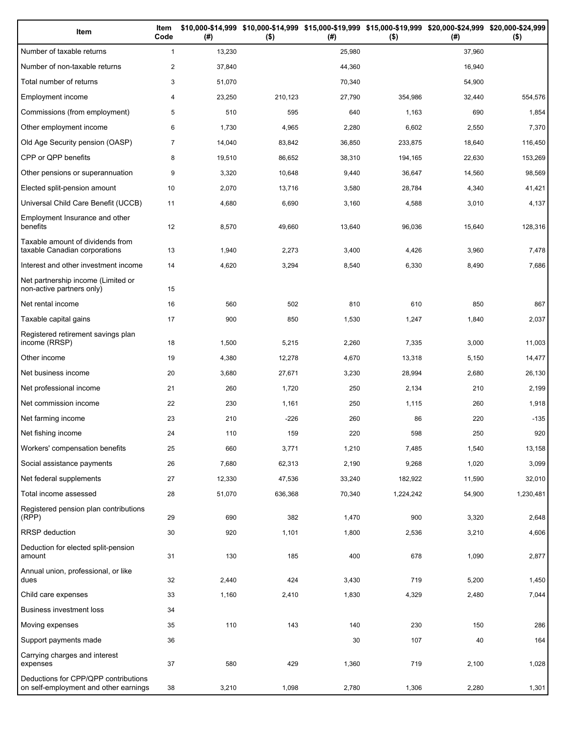| Item | Item Code | $10,000-$14,999 (#) | $10,000-$14,999 ($) | $15,000-$19,999 (#) | $15,000-$19,999 ($) | $20,000-$24,999 (#) | $20,000-$24,999 ($) |
|---|---|---|---|---|---|---|---|
| Number of taxable returns | 1 | 13,230 | | 25,980 | | 37,960 | |
| Number of non-taxable returns | 2 | 37,840 | | 44,360 | | 16,940 | |
| Total number of returns | 3 | 51,070 | | 70,340 | | 54,900 | |
| Employment income | 4 | 23,250 | 210,123 | 27,790 | 354,986 | 32,440 | 554,576 |
| Commissions (from employment) | 5 | 510 | 595 | 640 | 1,163 | 690 | 1,854 |
| Other employment income | 6 | 1,730 | 4,965 | 2,280 | 6,602 | 2,550 | 7,370 |
| Old Age Security pension (OASP) | 7 | 14,040 | 83,842 | 36,850 | 233,875 | 18,640 | 116,450 |
| CPP or QPP benefits | 8 | 19,510 | 86,652 | 38,310 | 194,165 | 22,630 | 153,269 |
| Other pensions or superannuation | 9 | 3,320 | 10,648 | 9,440 | 36,647 | 14,560 | 98,569 |
| Elected split-pension amount | 10 | 2,070 | 13,716 | 3,580 | 28,784 | 4,340 | 41,421 |
| Universal Child Care Benefit (UCCB) | 11 | 4,680 | 6,690 | 3,160 | 4,588 | 3,010 | 4,137 |
| Employment Insurance and other benefits | 12 | 8,570 | 49,660 | 13,640 | 96,036 | 15,640 | 128,316 |
| Taxable amount of dividends from taxable Canadian corporations | 13 | 1,940 | 2,273 | 3,400 | 4,426 | 3,960 | 7,478 |
| Interest and other investment income | 14 | 4,620 | 3,294 | 8,540 | 6,330 | 8,490 | 7,686 |
| Net partnership income (Limited or non-active partners only) | 15 | | | | | | |
| Net rental income | 16 | 560 | 502 | 810 | 610 | 850 | 867 |
| Taxable capital gains | 17 | 900 | 850 | 1,530 | 1,247 | 1,840 | 2,037 |
| Registered retirement savings plan income (RRSP) | 18 | 1,500 | 5,215 | 2,260 | 7,335 | 3,000 | 11,003 |
| Other income | 19 | 4,380 | 12,278 | 4,670 | 13,318 | 5,150 | 14,477 |
| Net business income | 20 | 3,680 | 27,671 | 3,230 | 28,994 | 2,680 | 26,130 |
| Net professional income | 21 | 260 | 1,720 | 250 | 2,134 | 210 | 2,199 |
| Net commission income | 22 | 230 | 1,161 | 250 | 1,115 | 260 | 1,918 |
| Net farming income | 23 | 210 | -226 | 260 | 86 | 220 | -135 |
| Net fishing income | 24 | 110 | 159 | 220 | 598 | 250 | 920 |
| Workers' compensation benefits | 25 | 660 | 3,771 | 1,210 | 7,485 | 1,540 | 13,158 |
| Social assistance payments | 26 | 7,680 | 62,313 | 2,190 | 9,268 | 1,020 | 3,099 |
| Net federal supplements | 27 | 12,330 | 47,536 | 33,240 | 182,922 | 11,590 | 32,010 |
| Total income assessed | 28 | 51,070 | 636,368 | 70,340 | 1,224,242 | 54,900 | 1,230,481 |
| Registered pension plan contributions (RPP) | 29 | 690 | 382 | 1,470 | 900 | 3,320 | 2,648 |
| RRSP deduction | 30 | 920 | 1,101 | 1,800 | 2,536 | 3,210 | 4,606 |
| Deduction for elected split-pension amount | 31 | 130 | 185 | 400 | 678 | 1,090 | 2,877 |
| Annual union, professional, or like dues | 32 | 2,440 | 424 | 3,430 | 719 | 5,200 | 1,450 |
| Child care expenses | 33 | 1,160 | 2,410 | 1,830 | 4,329 | 2,480 | 7,044 |
| Business investment loss | 34 | | | | | | |
| Moving expenses | 35 | 110 | 143 | 140 | 230 | 150 | 286 |
| Support payments made | 36 | | | 30 | 107 | 40 | 164 |
| Carrying charges and interest expenses | 37 | 580 | 429 | 1,360 | 719 | 2,100 | 1,028 |
| Deductions for CPP/QPP contributions on self-employment and other earnings | 38 | 3,210 | 1,098 | 2,780 | 1,306 | 2,280 | 1,301 |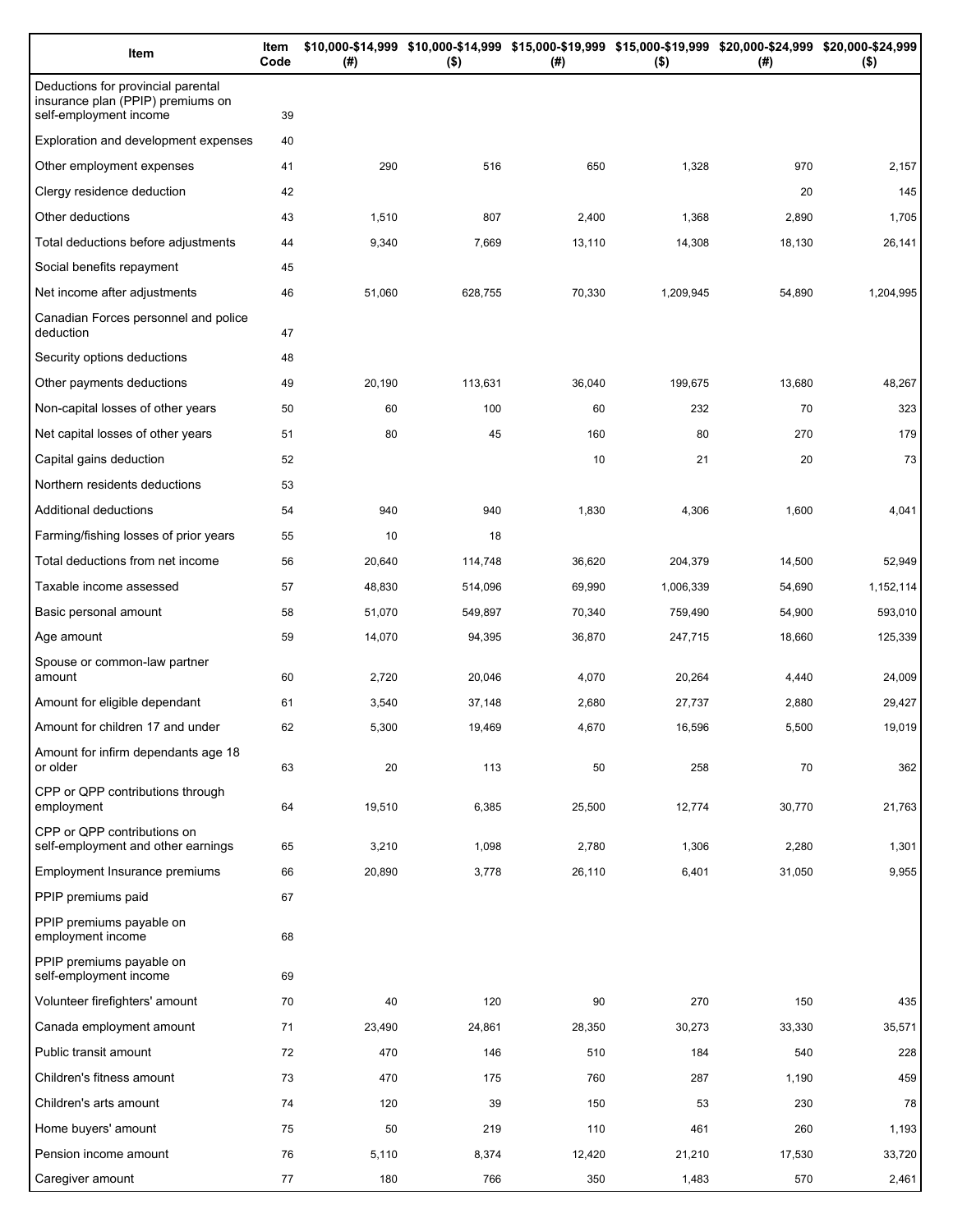| Item | Item Code | $10,000-$14,999 (#) | $10,000-$14,999 ($) | $15,000-$19,999 (#) | $15,000-$19,999 ($) | $20,000-$24,999 (#) | $20,000-$24,999 ($) |
|---|---|---|---|---|---|---|---|
| Deductions for provincial parental insurance plan (PPIP) premiums on self-employment income | 39 | | | | | | |
| Exploration and development expenses | 40 | | | | | | |
| Other employment expenses | 41 | 290 | 516 | 650 | 1,328 | 970 | 2,157 |
| Clergy residence deduction | 42 | | | | | 20 | 145 |
| Other deductions | 43 | 1,510 | 807 | 2,400 | 1,368 | 2,890 | 1,705 |
| Total deductions before adjustments | 44 | 9,340 | 7,669 | 13,110 | 14,308 | 18,130 | 26,141 |
| Social benefits repayment | 45 | | | | | | |
| Net income after adjustments | 46 | 51,060 | 628,755 | 70,330 | 1,209,945 | 54,890 | 1,204,995 |
| Canadian Forces personnel and police deduction | 47 | | | | | | |
| Security options deductions | 48 | | | | | | |
| Other payments deductions | 49 | 20,190 | 113,631 | 36,040 | 199,675 | 13,680 | 48,267 |
| Non-capital losses of other years | 50 | 60 | 100 | 60 | 232 | 70 | 323 |
| Net capital losses of other years | 51 | 80 | 45 | 160 | 80 | 270 | 179 |
| Capital gains deduction | 52 | | | 10 | 21 | 20 | 73 |
| Northern residents deductions | 53 | | | | | | |
| Additional deductions | 54 | 940 | 940 | 1,830 | 4,306 | 1,600 | 4,041 |
| Farming/fishing losses of prior years | 55 | 10 | 18 | | | | |
| Total deductions from net income | 56 | 20,640 | 114,748 | 36,620 | 204,379 | 14,500 | 52,949 |
| Taxable income assessed | 57 | 48,830 | 514,096 | 69,990 | 1,006,339 | 54,690 | 1,152,114 |
| Basic personal amount | 58 | 51,070 | 549,897 | 70,340 | 759,490 | 54,900 | 593,010 |
| Age amount | 59 | 14,070 | 94,395 | 36,870 | 247,715 | 18,660 | 125,339 |
| Spouse or common-law partner amount | 60 | 2,720 | 20,046 | 4,070 | 20,264 | 4,440 | 24,009 |
| Amount for eligible dependant | 61 | 3,540 | 37,148 | 2,680 | 27,737 | 2,880 | 29,427 |
| Amount for children 17 and under | 62 | 5,300 | 19,469 | 4,670 | 16,596 | 5,500 | 19,019 |
| Amount for infirm dependants age 18 or older | 63 | 20 | 113 | 50 | 258 | 70 | 362 |
| CPP or QPP contributions through employment | 64 | 19,510 | 6,385 | 25,500 | 12,774 | 30,770 | 21,763 |
| CPP or QPP contributions on self-employment and other earnings | 65 | 3,210 | 1,098 | 2,780 | 1,306 | 2,280 | 1,301 |
| Employment Insurance premiums | 66 | 20,890 | 3,778 | 26,110 | 6,401 | 31,050 | 9,955 |
| PPIP premiums paid | 67 | | | | | | |
| PPIP premiums payable on employment income | 68 | | | | | | |
| PPIP premiums payable on self-employment income | 69 | | | | | | |
| Volunteer firefighters' amount | 70 | 40 | 120 | 90 | 270 | 150 | 435 |
| Canada employment amount | 71 | 23,490 | 24,861 | 28,350 | 30,273 | 33,330 | 35,571 |
| Public transit amount | 72 | 470 | 146 | 510 | 184 | 540 | 228 |
| Children's fitness amount | 73 | 470 | 175 | 760 | 287 | 1,190 | 459 |
| Children's arts amount | 74 | 120 | 39 | 150 | 53 | 230 | 78 |
| Home buyers' amount | 75 | 50 | 219 | 110 | 461 | 260 | 1,193 |
| Pension income amount | 76 | 5,110 | 8,374 | 12,420 | 21,210 | 17,530 | 33,720 |
| Caregiver amount | 77 | 180 | 766 | 350 | 1,483 | 570 | 2,461 |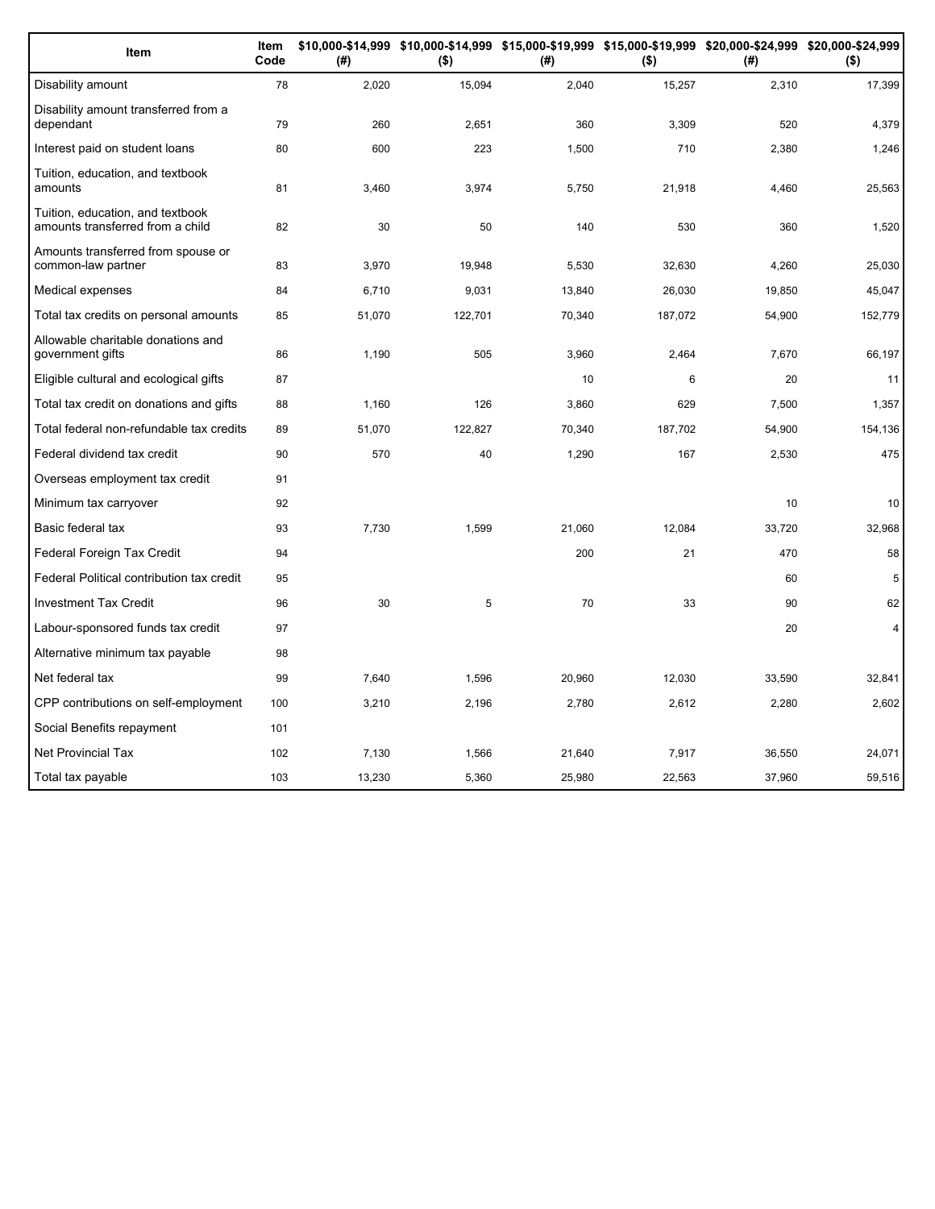| Item | Item Code | $10,000-$14,999 (#) | $10,000-$14,999 ($) | $15,000-$19,999 (#) | $15,000-$19,999 ($) | $20,000-$24,999 (#) | $20,000-$24,999 ($) |
|---|---|---|---|---|---|---|---|
| Disability amount | 78 | 2,020 | 15,094 | 2,040 | 15,257 | 2,310 | 17,399 |
| Disability amount transferred from a dependant | 79 | 260 | 2,651 | 360 | 3,309 | 520 | 4,379 |
| Interest paid on student loans | 80 | 600 | 223 | 1,500 | 710 | 2,380 | 1,246 |
| Tuition, education, and textbook amounts | 81 | 3,460 | 3,974 | 5,750 | 21,918 | 4,460 | 25,563 |
| Tuition, education, and textbook amounts transferred from a child | 82 | 30 | 50 | 140 | 530 | 360 | 1,520 |
| Amounts transferred from spouse or common-law partner | 83 | 3,970 | 19,948 | 5,530 | 32,630 | 4,260 | 25,030 |
| Medical expenses | 84 | 6,710 | 9,031 | 13,840 | 26,030 | 19,850 | 45,047 |
| Total tax credits on personal amounts | 85 | 51,070 | 122,701 | 70,340 | 187,072 | 54,900 | 152,779 |
| Allowable charitable donations and government gifts | 86 | 1,190 | 505 | 3,960 | 2,464 | 7,670 | 66,197 |
| Eligible cultural and ecological gifts | 87 | | | 10 | 6 | 20 | 11 |
| Total tax credit on donations and gifts | 88 | 1,160 | 126 | 3,860 | 629 | 7,500 | 1,357 |
| Total federal non-refundable tax credits | 89 | 51,070 | 122,827 | 70,340 | 187,702 | 54,900 | 154,136 |
| Federal dividend tax credit | 90 | 570 | 40 | 1,290 | 167 | 2,530 | 475 |
| Overseas employment tax credit | 91 | | | | | | |
| Minimum tax carryover | 92 | | | | | 10 | 10 |
| Basic federal tax | 93 | 7,730 | 1,599 | 21,060 | 12,084 | 33,720 | 32,968 |
| Federal Foreign Tax Credit | 94 | | | 200 | 21 | 470 | 58 |
| Federal Political contribution tax credit | 95 | | | | | 60 | 5 |
| Investment Tax Credit | 96 | 30 | 5 | 70 | 33 | 90 | 62 |
| Labour-sponsored funds tax credit | 97 | | | | | 20 | 4 |
| Alternative minimum tax payable | 98 | | | | | | |
| Net federal tax | 99 | 7,640 | 1,596 | 20,960 | 12,030 | 33,590 | 32,841 |
| CPP contributions on self-employment | 100 | 3,210 | 2,196 | 2,780 | 2,612 | 2,280 | 2,602 |
| Social Benefits repayment | 101 | | | | | | |
| Net Provincial Tax | 102 | 7,130 | 1,566 | 21,640 | 7,917 | 36,550 | 24,071 |
| Total tax payable | 103 | 13,230 | 5,360 | 25,980 | 22,563 | 37,960 | 59,516 |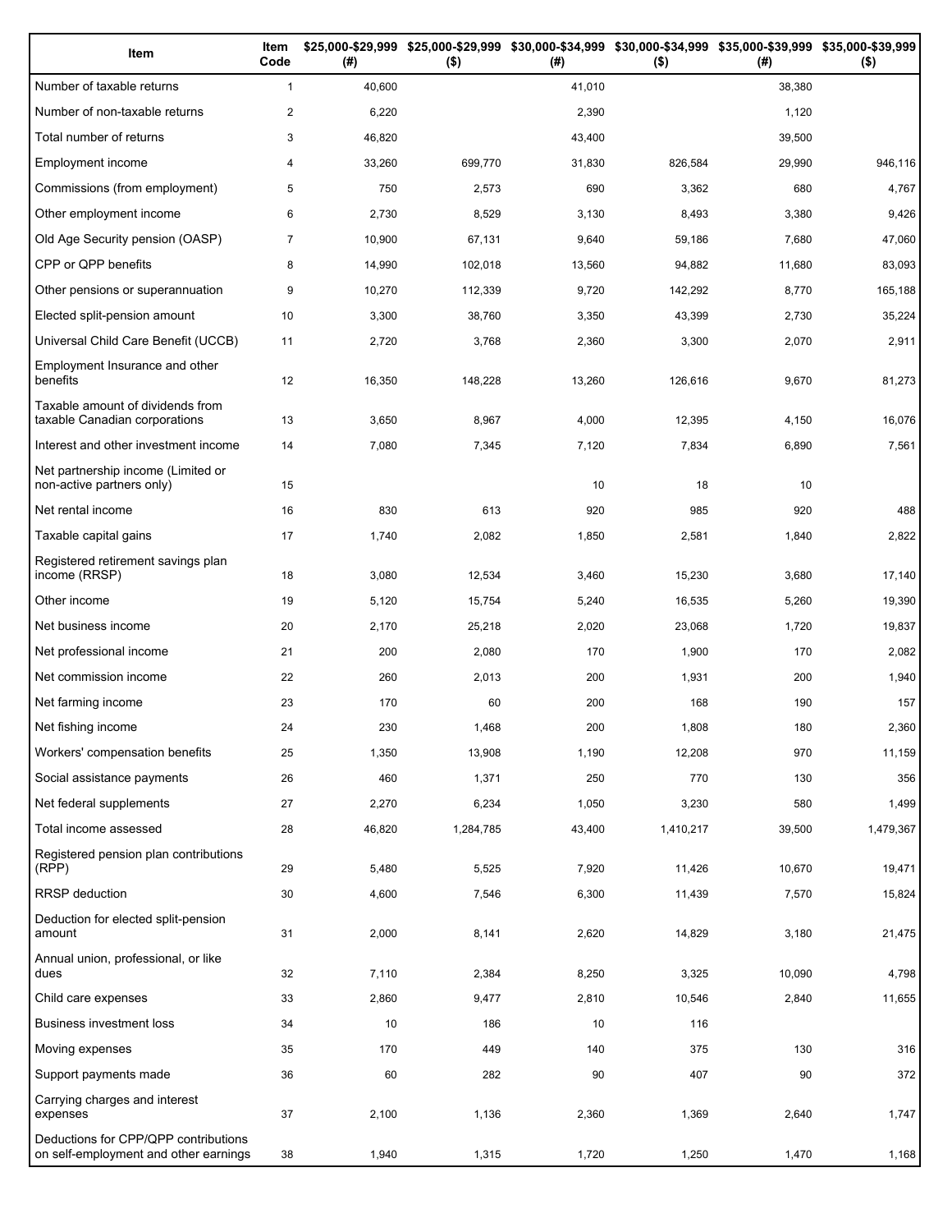| Item | Item Code | $25,000-$29,999 (#) | $25,000-$29,999 ($) | $30,000-$34,999 (#) | $30,000-$34,999 ($) | $35,000-$39,999 (#) | $35,000-$39,999 ($) |
|---|---|---|---|---|---|---|---|
| Number of taxable returns | 1 | 40,600 | | 41,010 | | 38,380 | |
| Number of non-taxable returns | 2 | 6,220 | | 2,390 | | 1,120 | |
| Total number of returns | 3 | 46,820 | | 43,400 | | 39,500 | |
| Employment income | 4 | 33,260 | 699,770 | 31,830 | 826,584 | 29,990 | 946,116 |
| Commissions (from employment) | 5 | 750 | 2,573 | 690 | 3,362 | 680 | 4,767 |
| Other employment income | 6 | 2,730 | 8,529 | 3,130 | 8,493 | 3,380 | 9,426 |
| Old Age Security pension (OASP) | 7 | 10,900 | 67,131 | 9,640 | 59,186 | 7,680 | 47,060 |
| CPP or QPP benefits | 8 | 14,990 | 102,018 | 13,560 | 94,882 | 11,680 | 83,093 |
| Other pensions or superannuation | 9 | 10,270 | 112,339 | 9,720 | 142,292 | 8,770 | 165,188 |
| Elected split-pension amount | 10 | 3,300 | 38,760 | 3,350 | 43,399 | 2,730 | 35,224 |
| Universal Child Care Benefit (UCCB) | 11 | 2,720 | 3,768 | 2,360 | 3,300 | 2,070 | 2,911 |
| Employment Insurance and other benefits | 12 | 16,350 | 148,228 | 13,260 | 126,616 | 9,670 | 81,273 |
| Taxable amount of dividends from taxable Canadian corporations | 13 | 3,650 | 8,967 | 4,000 | 12,395 | 4,150 | 16,076 |
| Interest and other investment income | 14 | 7,080 | 7,345 | 7,120 | 7,834 | 6,890 | 7,561 |
| Net partnership income (Limited or non-active partners only) | 15 | | | 10 | 18 | 10 | |
| Net rental income | 16 | 830 | 613 | 920 | 985 | 920 | 488 |
| Taxable capital gains | 17 | 1,740 | 2,082 | 1,850 | 2,581 | 1,840 | 2,822 |
| Registered retirement savings plan income (RRSP) | 18 | 3,080 | 12,534 | 3,460 | 15,230 | 3,680 | 17,140 |
| Other income | 19 | 5,120 | 15,754 | 5,240 | 16,535 | 5,260 | 19,390 |
| Net business income | 20 | 2,170 | 25,218 | 2,020 | 23,068 | 1,720 | 19,837 |
| Net professional income | 21 | 200 | 2,080 | 170 | 1,900 | 170 | 2,082 |
| Net commission income | 22 | 260 | 2,013 | 200 | 1,931 | 200 | 1,940 |
| Net farming income | 23 | 170 | 60 | 200 | 168 | 190 | 157 |
| Net fishing income | 24 | 230 | 1,468 | 200 | 1,808 | 180 | 2,360 |
| Workers' compensation benefits | 25 | 1,350 | 13,908 | 1,190 | 12,208 | 970 | 11,159 |
| Social assistance payments | 26 | 460 | 1,371 | 250 | 770 | 130 | 356 |
| Net federal supplements | 27 | 2,270 | 6,234 | 1,050 | 3,230 | 580 | 1,499 |
| Total income assessed | 28 | 46,820 | 1,284,785 | 43,400 | 1,410,217 | 39,500 | 1,479,367 |
| Registered pension plan contributions (RPP) | 29 | 5,480 | 5,525 | 7,920 | 11,426 | 10,670 | 19,471 |
| RRSP deduction | 30 | 4,600 | 7,546 | 6,300 | 11,439 | 7,570 | 15,824 |
| Deduction for elected split-pension amount | 31 | 2,000 | 8,141 | 2,620 | 14,829 | 3,180 | 21,475 |
| Annual union, professional, or like dues | 32 | 7,110 | 2,384 | 8,250 | 3,325 | 10,090 | 4,798 |
| Child care expenses | 33 | 2,860 | 9,477 | 2,810 | 10,546 | 2,840 | 11,655 |
| Business investment loss | 34 | 10 | 186 | 10 | 116 | | |
| Moving expenses | 35 | 170 | 449 | 140 | 375 | 130 | 316 |
| Support payments made | 36 | 60 | 282 | 90 | 407 | 90 | 372 |
| Carrying charges and interest expenses | 37 | 2,100 | 1,136 | 2,360 | 1,369 | 2,640 | 1,747 |
| Deductions for CPP/QPP contributions on self-employment and other earnings | 38 | 1,940 | 1,315 | 1,720 | 1,250 | 1,470 | 1,168 |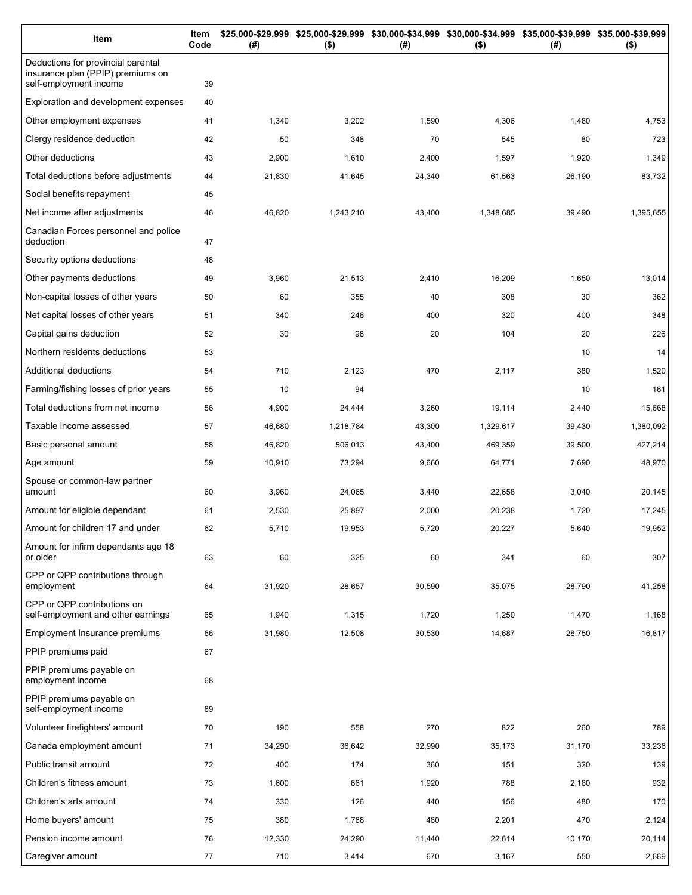| Item | Item Code | $25,000-$29,999 (#) | $25,000-$29,999 ($) | $30,000-$34,999 (#) | $30,000-$34,999 ($) | $35,000-$39,999 (#) | $35,000-$39,999 ($) |
|---|---|---|---|---|---|---|---|
| Deductions for provincial parental insurance plan (PPIP) premiums on self-employment income | 39 | | | | | | |
| Exploration and development expenses | 40 | | | | | | |
| Other employment expenses | 41 | 1,340 | 3,202 | 1,590 | 4,306 | 1,480 | 4,753 |
| Clergy residence deduction | 42 | 50 | 348 | 70 | 545 | 80 | 723 |
| Other deductions | 43 | 2,900 | 1,610 | 2,400 | 1,597 | 1,920 | 1,349 |
| Total deductions before adjustments | 44 | 21,830 | 41,645 | 24,340 | 61,563 | 26,190 | 83,732 |
| Social benefits repayment | 45 | | | | | | |
| Net income after adjustments | 46 | 46,820 | 1,243,210 | 43,400 | 1,348,685 | 39,490 | 1,395,655 |
| Canadian Forces personnel and police deduction | 47 | | | | | | |
| Security options deductions | 48 | | | | | | |
| Other payments deductions | 49 | 3,960 | 21,513 | 2,410 | 16,209 | 1,650 | 13,014 |
| Non-capital losses of other years | 50 | 60 | 355 | 40 | 308 | 30 | 362 |
| Net capital losses of other years | 51 | 340 | 246 | 400 | 320 | 400 | 348 |
| Capital gains deduction | 52 | 30 | 98 | 20 | 104 | 20 | 226 |
| Northern residents deductions | 53 | | | | | 10 | 14 |
| Additional deductions | 54 | 710 | 2,123 | 470 | 2,117 | 380 | 1,520 |
| Farming/fishing losses of prior years | 55 | 10 | 94 | | | 10 | 161 |
| Total deductions from net income | 56 | 4,900 | 24,444 | 3,260 | 19,114 | 2,440 | 15,668 |
| Taxable income assessed | 57 | 46,680 | 1,218,784 | 43,300 | 1,329,617 | 39,430 | 1,380,092 |
| Basic personal amount | 58 | 46,820 | 506,013 | 43,400 | 469,359 | 39,500 | 427,214 |
| Age amount | 59 | 10,910 | 73,294 | 9,660 | 64,771 | 7,690 | 48,970 |
| Spouse or common-law partner amount | 60 | 3,960 | 24,065 | 3,440 | 22,658 | 3,040 | 20,145 |
| Amount for eligible dependant | 61 | 2,530 | 25,897 | 2,000 | 20,238 | 1,720 | 17,245 |
| Amount for children 17 and under | 62 | 5,710 | 19,953 | 5,720 | 20,227 | 5,640 | 19,952 |
| Amount for infirm dependants age 18 or older | 63 | 60 | 325 | 60 | 341 | 60 | 307 |
| CPP or QPP contributions through employment | 64 | 31,920 | 28,657 | 30,590 | 35,075 | 28,790 | 41,258 |
| CPP or QPP contributions on self-employment and other earnings | 65 | 1,940 | 1,315 | 1,720 | 1,250 | 1,470 | 1,168 |
| Employment Insurance premiums | 66 | 31,980 | 12,508 | 30,530 | 14,687 | 28,750 | 16,817 |
| PPIP premiums paid | 67 | | | | | | |
| PPIP premiums payable on employment income | 68 | | | | | | |
| PPIP premiums payable on self-employment income | 69 | | | | | | |
| Volunteer firefighters' amount | 70 | 190 | 558 | 270 | 822 | 260 | 789 |
| Canada employment amount | 71 | 34,290 | 36,642 | 32,990 | 35,173 | 31,170 | 33,236 |
| Public transit amount | 72 | 400 | 174 | 360 | 151 | 320 | 139 |
| Children's fitness amount | 73 | 1,600 | 661 | 1,920 | 788 | 2,180 | 932 |
| Children's arts amount | 74 | 330 | 126 | 440 | 156 | 480 | 170 |
| Home buyers' amount | 75 | 380 | 1,768 | 480 | 2,201 | 470 | 2,124 |
| Pension income amount | 76 | 12,330 | 24,290 | 11,440 | 22,614 | 10,170 | 20,114 |
| Caregiver amount | 77 | 710 | 3,414 | 670 | 3,167 | 550 | 2,669 |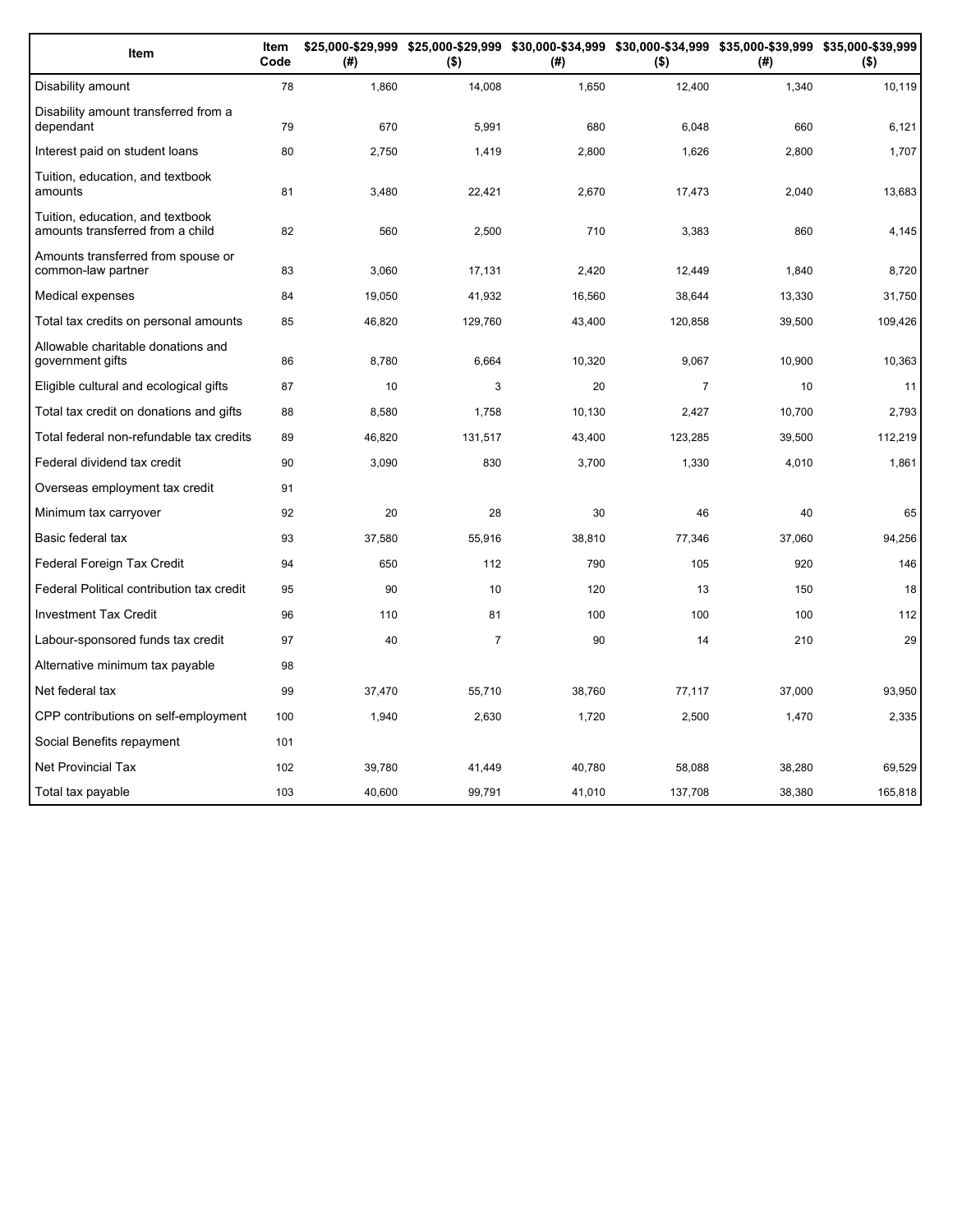| Item | Item Code | $25,000-$29,999 (#) | $25,000-$29,999 ($) | $30,000-$34,999 (#) | $30,000-$34,999 ($) | $35,000-$39,999 (#) | $35,000-$39,999 ($) |
|---|---|---|---|---|---|---|---|
| Disability amount | 78 | 1,860 | 14,008 | 1,650 | 12,400 | 1,340 | 10,119 |
| Disability amount transferred from a dependant | 79 | 670 | 5,991 | 680 | 6,048 | 660 | 6,121 |
| Interest paid on student loans | 80 | 2,750 | 1,419 | 2,800 | 1,626 | 2,800 | 1,707 |
| Tuition, education, and textbook amounts | 81 | 3,480 | 22,421 | 2,670 | 17,473 | 2,040 | 13,683 |
| Tuition, education, and textbook amounts transferred from a child | 82 | 560 | 2,500 | 710 | 3,383 | 860 | 4,145 |
| Amounts transferred from spouse or common-law partner | 83 | 3,060 | 17,131 | 2,420 | 12,449 | 1,840 | 8,720 |
| Medical expenses | 84 | 19,050 | 41,932 | 16,560 | 38,644 | 13,330 | 31,750 |
| Total tax credits on personal amounts | 85 | 46,820 | 129,760 | 43,400 | 120,858 | 39,500 | 109,426 |
| Allowable charitable donations and government gifts | 86 | 8,780 | 6,664 | 10,320 | 9,067 | 10,900 | 10,363 |
| Eligible cultural and ecological gifts | 87 | 10 | 3 | 20 | 7 | 10 | 11 |
| Total tax credit on donations and gifts | 88 | 8,580 | 1,758 | 10,130 | 2,427 | 10,700 | 2,793 |
| Total federal non-refundable tax credits | 89 | 46,820 | 131,517 | 43,400 | 123,285 | 39,500 | 112,219 |
| Federal dividend tax credit | 90 | 3,090 | 830 | 3,700 | 1,330 | 4,010 | 1,861 |
| Overseas employment tax credit | 91 | | | | | | |
| Minimum tax carryover | 92 | 20 | 28 | 30 | 46 | 40 | 65 |
| Basic federal tax | 93 | 37,580 | 55,916 | 38,810 | 77,346 | 37,060 | 94,256 |
| Federal Foreign Tax Credit | 94 | 650 | 112 | 790 | 105 | 920 | 146 |
| Federal Political contribution tax credit | 95 | 90 | 10 | 120 | 13 | 150 | 18 |
| Investment Tax Credit | 96 | 110 | 81 | 100 | 100 | 100 | 112 |
| Labour-sponsored funds tax credit | 97 | 40 | 7 | 90 | 14 | 210 | 29 |
| Alternative minimum tax payable | 98 | | | | | | |
| Net federal tax | 99 | 37,470 | 55,710 | 38,760 | 77,117 | 37,000 | 93,950 |
| CPP contributions on self-employment | 100 | 1,940 | 2,630 | 1,720 | 2,500 | 1,470 | 2,335 |
| Social Benefits repayment | 101 | | | | | | |
| Net Provincial Tax | 102 | 39,780 | 41,449 | 40,780 | 58,088 | 38,280 | 69,529 |
| Total tax payable | 103 | 40,600 | 99,791 | 41,010 | 137,708 | 38,380 | 165,818 |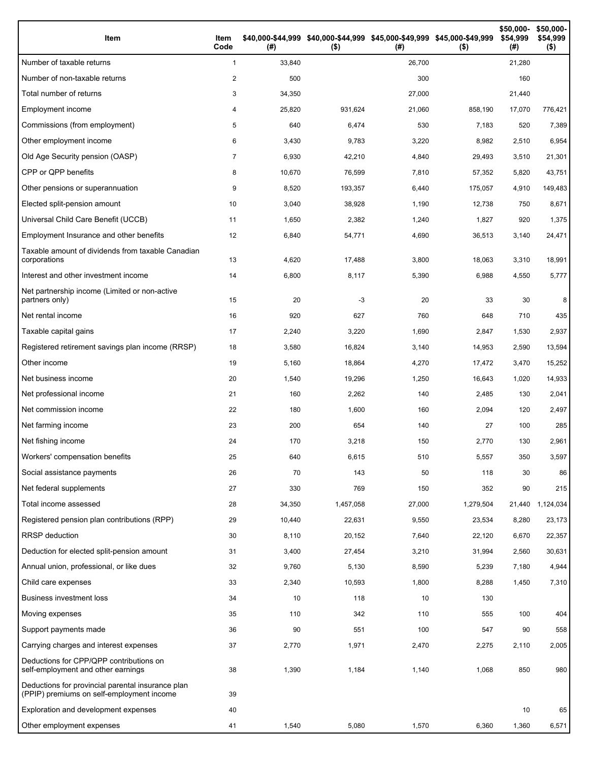| Item | Item Code | $40,000-$44,999 (#) | $40,000-$44,999 ($) | $45,000-$49,999 (#) | $45,000-$49,999 ($) | $50,000-$54,999 (#) | $50,000-$54,999 ($) |
|---|---|---|---|---|---|---|---|
| Number of taxable returns | 1 | 33,840 | | 26,700 | | 21,280 | |
| Number of non-taxable returns | 2 | 500 | | 300 | | 160 | |
| Total number of returns | 3 | 34,350 | | 27,000 | | 21,440 | |
| Employment income | 4 | 25,820 | 931,624 | 21,060 | 858,190 | 17,070 | 776,421 |
| Commissions (from employment) | 5 | 640 | 6,474 | 530 | 7,183 | 520 | 7,389 |
| Other employment income | 6 | 3,430 | 9,783 | 3,220 | 8,982 | 2,510 | 6,954 |
| Old Age Security pension (OASP) | 7 | 6,930 | 42,210 | 4,840 | 29,493 | 3,510 | 21,301 |
| CPP or QPP benefits | 8 | 10,670 | 76,599 | 7,810 | 57,352 | 5,820 | 43,751 |
| Other pensions or superannuation | 9 | 8,520 | 193,357 | 6,440 | 175,057 | 4,910 | 149,483 |
| Elected split-pension amount | 10 | 3,040 | 38,928 | 1,190 | 12,738 | 750 | 8,671 |
| Universal Child Care Benefit (UCCB) | 11 | 1,650 | 2,382 | 1,240 | 1,827 | 920 | 1,375 |
| Employment Insurance and other benefits | 12 | 6,840 | 54,771 | 4,690 | 36,513 | 3,140 | 24,471 |
| Taxable amount of dividends from taxable Canadian corporations | 13 | 4,620 | 17,488 | 3,800 | 18,063 | 3,310 | 18,991 |
| Interest and other investment income | 14 | 6,800 | 8,117 | 5,390 | 6,988 | 4,550 | 5,777 |
| Net partnership income (Limited or non-active partners only) | 15 | 20 | -3 | 20 | 33 | 30 | 8 |
| Net rental income | 16 | 920 | 627 | 760 | 648 | 710 | 435 |
| Taxable capital gains | 17 | 2,240 | 3,220 | 1,690 | 2,847 | 1,530 | 2,937 |
| Registered retirement savings plan income (RRSP) | 18 | 3,580 | 16,824 | 3,140 | 14,953 | 2,590 | 13,594 |
| Other income | 19 | 5,160 | 18,864 | 4,270 | 17,472 | 3,470 | 15,252 |
| Net business income | 20 | 1,540 | 19,296 | 1,250 | 16,643 | 1,020 | 14,933 |
| Net professional income | 21 | 160 | 2,262 | 140 | 2,485 | 130 | 2,041 |
| Net commission income | 22 | 180 | 1,600 | 160 | 2,094 | 120 | 2,497 |
| Net farming income | 23 | 200 | 654 | 140 | 27 | 100 | 285 |
| Net fishing income | 24 | 170 | 3,218 | 150 | 2,770 | 130 | 2,961 |
| Workers' compensation benefits | 25 | 640 | 6,615 | 510 | 5,557 | 350 | 3,597 |
| Social assistance payments | 26 | 70 | 143 | 50 | 118 | 30 | 86 |
| Net federal supplements | 27 | 330 | 769 | 150 | 352 | 90 | 215 |
| Total income assessed | 28 | 34,350 | 1,457,058 | 27,000 | 1,279,504 | 21,440 | 1,124,034 |
| Registered pension plan contributions (RPP) | 29 | 10,440 | 22,631 | 9,550 | 23,534 | 8,280 | 23,173 |
| RRSP deduction | 30 | 8,110 | 20,152 | 7,640 | 22,120 | 6,670 | 22,357 |
| Deduction for elected split-pension amount | 31 | 3,400 | 27,454 | 3,210 | 31,994 | 2,560 | 30,631 |
| Annual union, professional, or like dues | 32 | 9,760 | 5,130 | 8,590 | 5,239 | 7,180 | 4,944 |
| Child care expenses | 33 | 2,340 | 10,593 | 1,800 | 8,288 | 1,450 | 7,310 |
| Business investment loss | 34 | 10 | 118 | 10 | 130 | | |
| Moving expenses | 35 | 110 | 342 | 110 | 555 | 100 | 404 |
| Support payments made | 36 | 90 | 551 | 100 | 547 | 90 | 558 |
| Carrying charges and interest expenses | 37 | 2,770 | 1,971 | 2,470 | 2,275 | 2,110 | 2,005 |
| Deductions for CPP/QPP contributions on self-employment and other earnings | 38 | 1,390 | 1,184 | 1,140 | 1,068 | 850 | 980 |
| Deductions for provincial parental insurance plan (PPIP) premiums on self-employment income | 39 | | | | | | |
| Exploration and development expenses | 40 | | | | | 10 | 65 |
| Other employment expenses | 41 | 1,540 | 5,080 | 1,570 | 6,360 | 1,360 | 6,571 |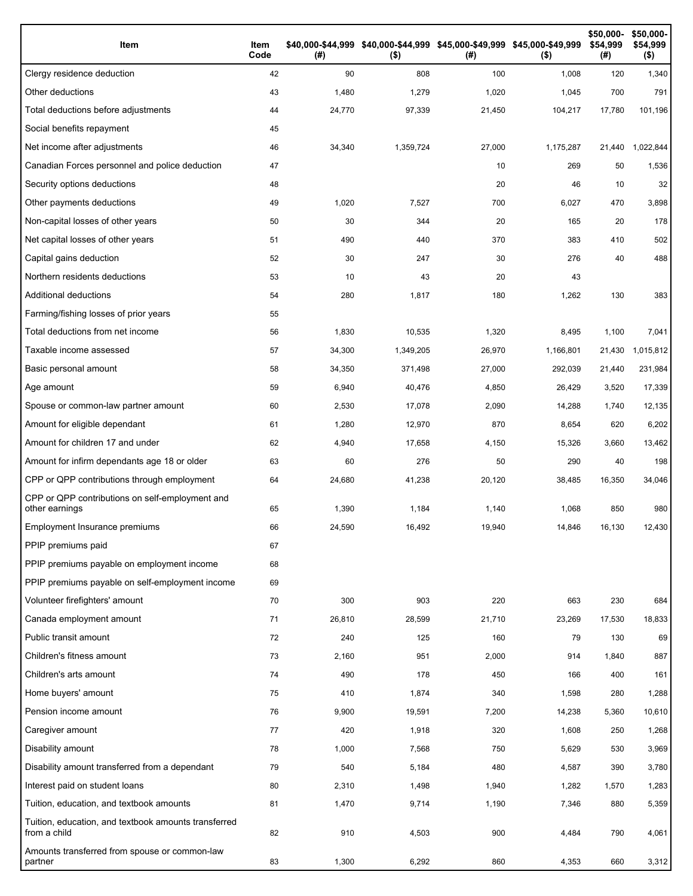| Item | Item Code | $40,000-$44,999 (#) | $40,000-$44,999 ($) | $45,000-$49,999 (#) | $45,000-$49,999 ($) | $50,000-$54,999 (#) | $50,000-$54,999 ($) |
|---|---|---|---|---|---|---|---|
| Clergy residence deduction | 42 | 90 | 808 | 100 | 1,008 | 120 | 1,340 |
| Other deductions | 43 | 1,480 | 1,279 | 1,020 | 1,045 | 700 | 791 |
| Total deductions before adjustments | 44 | 24,770 | 97,339 | 21,450 | 104,217 | 17,780 | 101,196 |
| Social benefits repayment | 45 | | | | | | |
| Net income after adjustments | 46 | 34,340 | 1,359,724 | 27,000 | 1,175,287 | 21,440 | 1,022,844 |
| Canadian Forces personnel and police deduction | 47 | | | 10 | 269 | 50 | 1,536 |
| Security options deductions | 48 | | | 20 | 46 | 10 | 32 |
| Other payments deductions | 49 | 1,020 | 7,527 | 700 | 6,027 | 470 | 3,898 |
| Non-capital losses of other years | 50 | 30 | 344 | 20 | 165 | 20 | 178 |
| Net capital losses of other years | 51 | 490 | 440 | 370 | 383 | 410 | 502 |
| Capital gains deduction | 52 | 30 | 247 | 30 | 276 | 40 | 488 |
| Northern residents deductions | 53 | 10 | 43 | 20 | 43 | | |
| Additional deductions | 54 | 280 | 1,817 | 180 | 1,262 | 130 | 383 |
| Farming/fishing losses of prior years | 55 | | | | | | |
| Total deductions from net income | 56 | 1,830 | 10,535 | 1,320 | 8,495 | 1,100 | 7,041 |
| Taxable income assessed | 57 | 34,300 | 1,349,205 | 26,970 | 1,166,801 | 21,430 | 1,015,812 |
| Basic personal amount | 58 | 34,350 | 371,498 | 27,000 | 292,039 | 21,440 | 231,984 |
| Age amount | 59 | 6,940 | 40,476 | 4,850 | 26,429 | 3,520 | 17,339 |
| Spouse or common-law partner amount | 60 | 2,530 | 17,078 | 2,090 | 14,288 | 1,740 | 12,135 |
| Amount for eligible dependant | 61 | 1,280 | 12,970 | 870 | 8,654 | 620 | 6,202 |
| Amount for children 17 and under | 62 | 4,940 | 17,658 | 4,150 | 15,326 | 3,660 | 13,462 |
| Amount for infirm dependants age 18 or older | 63 | 60 | 276 | 50 | 290 | 40 | 198 |
| CPP or QPP contributions through employment | 64 | 24,680 | 41,238 | 20,120 | 38,485 | 16,350 | 34,046 |
| CPP or QPP contributions on self-employment and other earnings | 65 | 1,390 | 1,184 | 1,140 | 1,068 | 850 | 980 |
| Employment Insurance premiums | 66 | 24,590 | 16,492 | 19,940 | 14,846 | 16,130 | 12,430 |
| PPIP premiums paid | 67 | | | | | | |
| PPIP premiums payable on employment income | 68 | | | | | | |
| PPIP premiums payable on self-employment income | 69 | | | | | | |
| Volunteer firefighters' amount | 70 | 300 | 903 | 220 | 663 | 230 | 684 |
| Canada employment amount | 71 | 26,810 | 28,599 | 21,710 | 23,269 | 17,530 | 18,833 |
| Public transit amount | 72 | 240 | 125 | 160 | 79 | 130 | 69 |
| Children's fitness amount | 73 | 2,160 | 951 | 2,000 | 914 | 1,840 | 887 |
| Children's arts amount | 74 | 490 | 178 | 450 | 166 | 400 | 161 |
| Home buyers' amount | 75 | 410 | 1,874 | 340 | 1,598 | 280 | 1,288 |
| Pension income amount | 76 | 9,900 | 19,591 | 7,200 | 14,238 | 5,360 | 10,610 |
| Caregiver amount | 77 | 420 | 1,918 | 320 | 1,608 | 250 | 1,268 |
| Disability amount | 78 | 1,000 | 7,568 | 750 | 5,629 | 530 | 3,969 |
| Disability amount transferred from a dependant | 79 | 540 | 5,184 | 480 | 4,587 | 390 | 3,780 |
| Interest paid on student loans | 80 | 2,310 | 1,498 | 1,940 | 1,282 | 1,570 | 1,283 |
| Tuition, education, and textbook amounts | 81 | 1,470 | 9,714 | 1,190 | 7,346 | 880 | 5,359 |
| Tuition, education, and textbook amounts transferred from a child | 82 | 910 | 4,503 | 900 | 4,484 | 790 | 4,061 |
| Amounts transferred from spouse or common-law partner | 83 | 1,300 | 6,292 | 860 | 4,353 | 660 | 3,312 |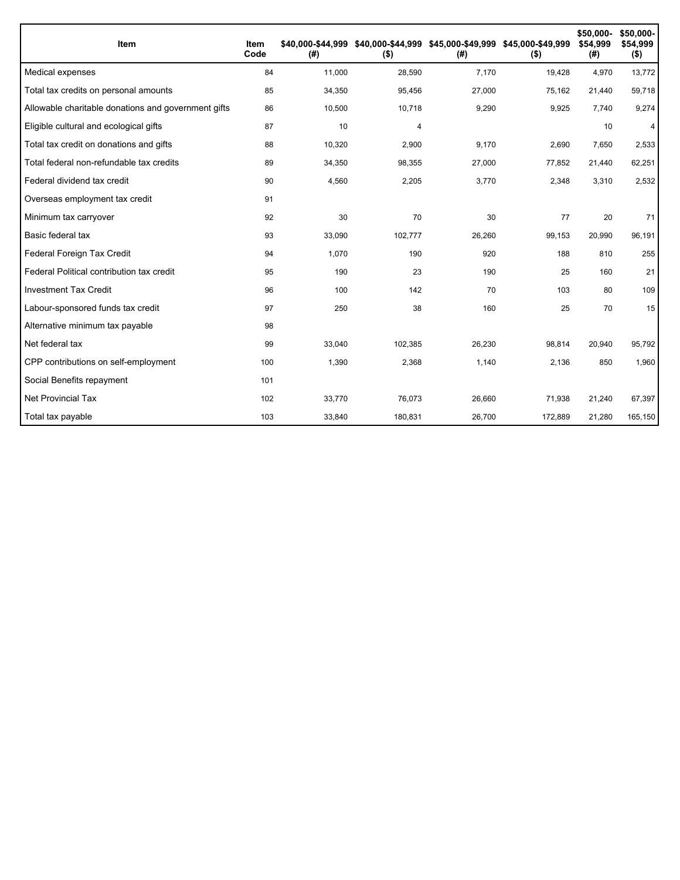| Item | Item Code | $40,000-$44,999 (#) | $40,000-$44,999 ($) | $45,000-$49,999 (#) | $45,000-$49,999 ($) | $50,000-$54,999 (#) | $50,000-$54,999 ($) |
|---|---|---|---|---|---|---|---|
| Medical expenses | 84 | 11,000 | 28,590 | 7,170 | 19,428 | 4,970 | 13,772 |
| Total tax credits on personal amounts | 85 | 34,350 | 95,456 | 27,000 | 75,162 | 21,440 | 59,718 |
| Allowable charitable donations and government gifts | 86 | 10,500 | 10,718 | 9,290 | 9,925 | 7,740 | 9,274 |
| Eligible cultural and ecological gifts | 87 | 10 | 4 | | | 10 | 4 |
| Total tax credit on donations and gifts | 88 | 10,320 | 2,900 | 9,170 | 2,690 | 7,650 | 2,533 |
| Total federal non-refundable tax credits | 89 | 34,350 | 98,355 | 27,000 | 77,852 | 21,440 | 62,251 |
| Federal dividend tax credit | 90 | 4,560 | 2,205 | 3,770 | 2,348 | 3,310 | 2,532 |
| Overseas employment tax credit | 91 | | | | | | |
| Minimum tax carryover | 92 | 30 | 70 | 30 | 77 | 20 | 71 |
| Basic federal tax | 93 | 33,090 | 102,777 | 26,260 | 99,153 | 20,990 | 96,191 |
| Federal Foreign Tax Credit | 94 | 1,070 | 190 | 920 | 188 | 810 | 255 |
| Federal Political contribution tax credit | 95 | 190 | 23 | 190 | 25 | 160 | 21 |
| Investment Tax Credit | 96 | 100 | 142 | 70 | 103 | 80 | 109 |
| Labour-sponsored funds tax credit | 97 | 250 | 38 | 160 | 25 | 70 | 15 |
| Alternative minimum tax payable | 98 | | | | | | |
| Net federal tax | 99 | 33,040 | 102,385 | 26,230 | 98,814 | 20,940 | 95,792 |
| CPP contributions on self-employment | 100 | 1,390 | 2,368 | 1,140 | 2,136 | 850 | 1,960 |
| Social Benefits repayment | 101 | | | | | | |
| Net Provincial Tax | 102 | 33,770 | 76,073 | 26,660 | 71,938 | 21,240 | 67,397 |
| Total tax payable | 103 | 33,840 | 180,831 | 26,700 | 172,889 | 21,280 | 165,150 |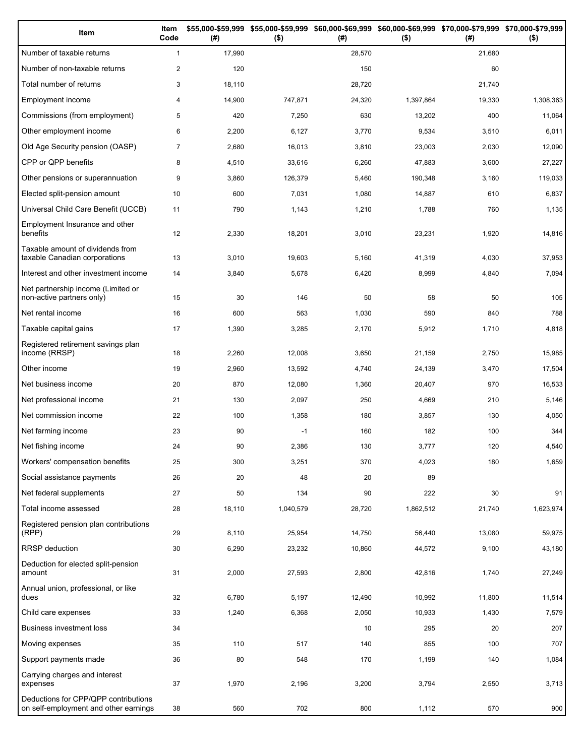| Item | Item Code | $55,000-$59,999 (#) | $55,000-$59,999 ($) | $60,000-$69,999 (#) | $60,000-$69,999 ($) | $70,000-$79,999 (#) | $70,000-$79,999 ($) |
|---|---|---|---|---|---|---|---|
| Number of taxable returns | 1 | 17,990 | | 28,570 | | 21,680 | |
| Number of non-taxable returns | 2 | 120 | | 150 | | 60 | |
| Total number of returns | 3 | 18,110 | | 28,720 | | 21,740 | |
| Employment income | 4 | 14,900 | 747,871 | 24,320 | 1,397,864 | 19,330 | 1,308,363 |
| Commissions (from employment) | 5 | 420 | 7,250 | 630 | 13,202 | 400 | 11,064 |
| Other employment income | 6 | 2,200 | 6,127 | 3,770 | 9,534 | 3,510 | 6,011 |
| Old Age Security pension (OASP) | 7 | 2,680 | 16,013 | 3,810 | 23,003 | 2,030 | 12,090 |
| CPP or QPP benefits | 8 | 4,510 | 33,616 | 6,260 | 47,883 | 3,600 | 27,227 |
| Other pensions or superannuation | 9 | 3,860 | 126,379 | 5,460 | 190,348 | 3,160 | 119,033 |
| Elected split-pension amount | 10 | 600 | 7,031 | 1,080 | 14,887 | 610 | 6,837 |
| Universal Child Care Benefit (UCCB) | 11 | 790 | 1,143 | 1,210 | 1,788 | 760 | 1,135 |
| Employment Insurance and other benefits | 12 | 2,330 | 18,201 | 3,010 | 23,231 | 1,920 | 14,816 |
| Taxable amount of dividends from taxable Canadian corporations | 13 | 3,010 | 19,603 | 5,160 | 41,319 | 4,030 | 37,953 |
| Interest and other investment income | 14 | 3,840 | 5,678 | 6,420 | 8,999 | 4,840 | 7,094 |
| Net partnership income (Limited or non-active partners only) | 15 | 30 | 146 | 50 | 58 | 50 | 105 |
| Net rental income | 16 | 600 | 563 | 1,030 | 590 | 840 | 788 |
| Taxable capital gains | 17 | 1,390 | 3,285 | 2,170 | 5,912 | 1,710 | 4,818 |
| Registered retirement savings plan income (RRSP) | 18 | 2,260 | 12,008 | 3,650 | 21,159 | 2,750 | 15,985 |
| Other income | 19 | 2,960 | 13,592 | 4,740 | 24,139 | 3,470 | 17,504 |
| Net business income | 20 | 870 | 12,080 | 1,360 | 20,407 | 970 | 16,533 |
| Net professional income | 21 | 130 | 2,097 | 250 | 4,669 | 210 | 5,146 |
| Net commission income | 22 | 100 | 1,358 | 180 | 3,857 | 130 | 4,050 |
| Net farming income | 23 | 90 | -1 | 160 | 182 | 100 | 344 |
| Net fishing income | 24 | 90 | 2,386 | 130 | 3,777 | 120 | 4,540 |
| Workers' compensation benefits | 25 | 300 | 3,251 | 370 | 4,023 | 180 | 1,659 |
| Social assistance payments | 26 | 20 | 48 | 20 | 89 | | |
| Net federal supplements | 27 | 50 | 134 | 90 | 222 | 30 | 91 |
| Total income assessed | 28 | 18,110 | 1,040,579 | 28,720 | 1,862,512 | 21,740 | 1,623,974 |
| Registered pension plan contributions (RPP) | 29 | 8,110 | 25,954 | 14,750 | 56,440 | 13,080 | 59,975 |
| RRSP deduction | 30 | 6,290 | 23,232 | 10,860 | 44,572 | 9,100 | 43,180 |
| Deduction for elected split-pension amount | 31 | 2,000 | 27,593 | 2,800 | 42,816 | 1,740 | 27,249 |
| Annual union, professional, or like dues | 32 | 6,780 | 5,197 | 12,490 | 10,992 | 11,800 | 11,514 |
| Child care expenses | 33 | 1,240 | 6,368 | 2,050 | 10,933 | 1,430 | 7,579 |
| Business investment loss | 34 | | | 10 | 295 | 20 | 207 |
| Moving expenses | 35 | 110 | 517 | 140 | 855 | 100 | 707 |
| Support payments made | 36 | 80 | 548 | 170 | 1,199 | 140 | 1,084 |
| Carrying charges and interest expenses | 37 | 1,970 | 2,196 | 3,200 | 3,794 | 2,550 | 3,713 |
| Deductions for CPP/QPP contributions on self-employment and other earnings | 38 | 560 | 702 | 800 | 1,112 | 570 | 900 |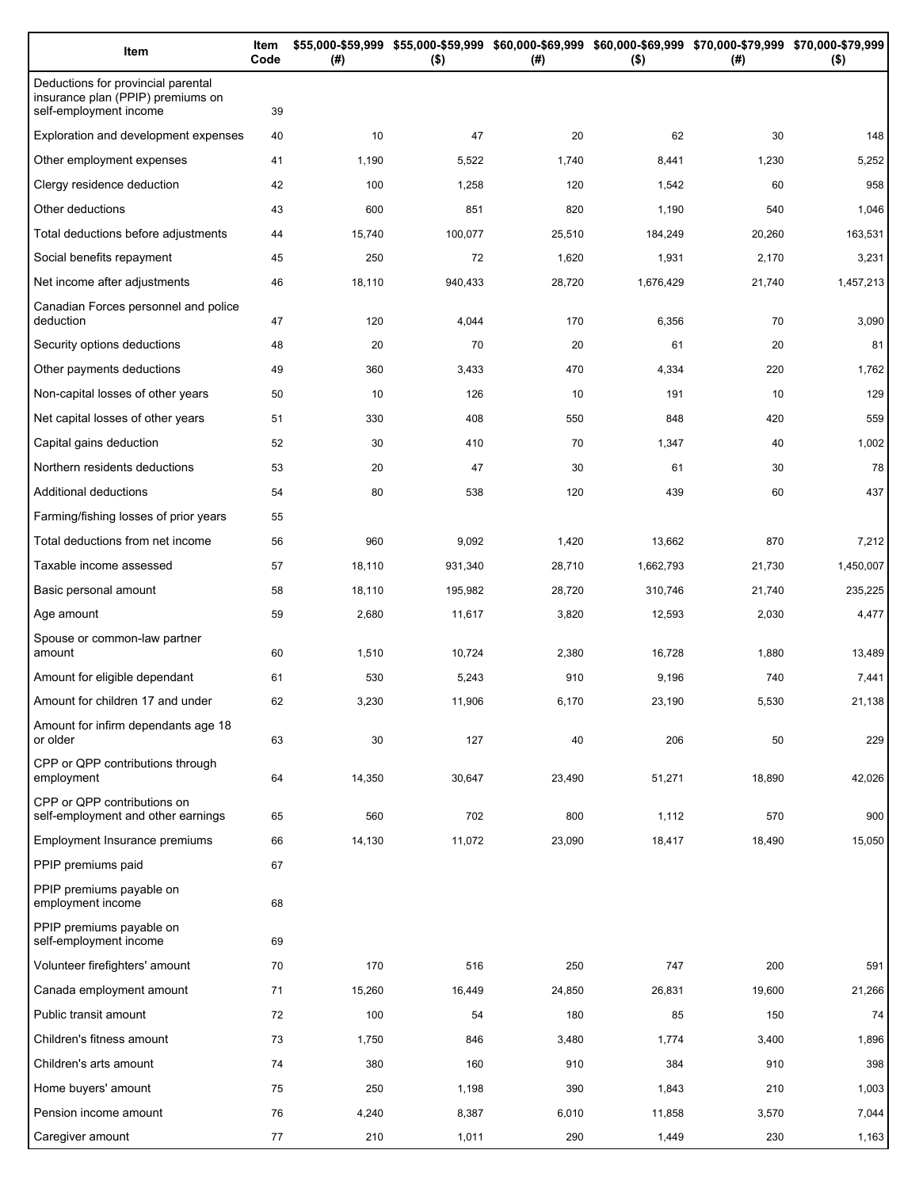| Item | Item Code | $55,000-$59,999 (#) | $55,000-$59,999 ($) | $60,000-$69,999 (#) | $60,000-$69,999 ($) | $70,000-$79,999 (#) | $70,000-$79,999 ($) |
|---|---|---|---|---|---|---|---|
| Deductions for provincial parental insurance plan (PPIP) premiums on self-employment income | 39 | | | | | | |
| Exploration and development expenses | 40 | 10 | 47 | 20 | 62 | 30 | 148 |
| Other employment expenses | 41 | 1,190 | 5,522 | 1,740 | 8,441 | 1,230 | 5,252 |
| Clergy residence deduction | 42 | 100 | 1,258 | 120 | 1,542 | 60 | 958 |
| Other deductions | 43 | 600 | 851 | 820 | 1,190 | 540 | 1,046 |
| Total deductions before adjustments | 44 | 15,740 | 100,077 | 25,510 | 184,249 | 20,260 | 163,531 |
| Social benefits repayment | 45 | 250 | 72 | 1,620 | 1,931 | 2,170 | 3,231 |
| Net income after adjustments | 46 | 18,110 | 940,433 | 28,720 | 1,676,429 | 21,740 | 1,457,213 |
| Canadian Forces personnel and police deduction | 47 | 120 | 4,044 | 170 | 6,356 | 70 | 3,090 |
| Security options deductions | 48 | 20 | 70 | 20 | 61 | 20 | 81 |
| Other payments deductions | 49 | 360 | 3,433 | 470 | 4,334 | 220 | 1,762 |
| Non-capital losses of other years | 50 | 10 | 126 | 10 | 191 | 10 | 129 |
| Net capital losses of other years | 51 | 330 | 408 | 550 | 848 | 420 | 559 |
| Capital gains deduction | 52 | 30 | 410 | 70 | 1,347 | 40 | 1,002 |
| Northern residents deductions | 53 | 20 | 47 | 30 | 61 | 30 | 78 |
| Additional deductions | 54 | 80 | 538 | 120 | 439 | 60 | 437 |
| Farming/fishing losses of prior years | 55 | | | | | | |
| Total deductions from net income | 56 | 960 | 9,092 | 1,420 | 13,662 | 870 | 7,212 |
| Taxable income assessed | 57 | 18,110 | 931,340 | 28,710 | 1,662,793 | 21,730 | 1,450,007 |
| Basic personal amount | 58 | 18,110 | 195,982 | 28,720 | 310,746 | 21,740 | 235,225 |
| Age amount | 59 | 2,680 | 11,617 | 3,820 | 12,593 | 2,030 | 4,477 |
| Spouse or common-law partner amount | 60 | 1,510 | 10,724 | 2,380 | 16,728 | 1,880 | 13,489 |
| Amount for eligible dependant | 61 | 530 | 5,243 | 910 | 9,196 | 740 | 7,441 |
| Amount for children 17 and under | 62 | 3,230 | 11,906 | 6,170 | 23,190 | 5,530 | 21,138 |
| Amount for infirm dependants age 18 or older | 63 | 30 | 127 | 40 | 206 | 50 | 229 |
| CPP or QPP contributions through employment | 64 | 14,350 | 30,647 | 23,490 | 51,271 | 18,890 | 42,026 |
| CPP or QPP contributions on self-employment and other earnings | 65 | 560 | 702 | 800 | 1,112 | 570 | 900 |
| Employment Insurance premiums | 66 | 14,130 | 11,072 | 23,090 | 18,417 | 18,490 | 15,050 |
| PPIP premiums paid | 67 | | | | | | |
| PPIP premiums payable on employment income | 68 | | | | | | |
| PPIP premiums payable on self-employment income | 69 | | | | | | |
| Volunteer firefighters' amount | 70 | 170 | 516 | 250 | 747 | 200 | 591 |
| Canada employment amount | 71 | 15,260 | 16,449 | 24,850 | 26,831 | 19,600 | 21,266 |
| Public transit amount | 72 | 100 | 54 | 180 | 85 | 150 | 74 |
| Children's fitness amount | 73 | 1,750 | 846 | 3,480 | 1,774 | 3,400 | 1,896 |
| Children's arts amount | 74 | 380 | 160 | 910 | 384 | 910 | 398 |
| Home buyers' amount | 75 | 250 | 1,198 | 390 | 1,843 | 210 | 1,003 |
| Pension income amount | 76 | 4,240 | 8,387 | 6,010 | 11,858 | 3,570 | 7,044 |
| Caregiver amount | 77 | 210 | 1,011 | 290 | 1,449 | 230 | 1,163 |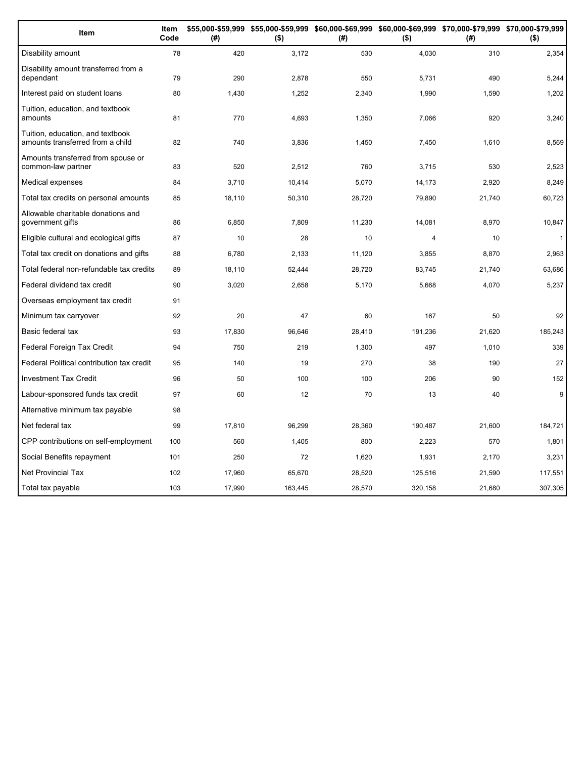| Item | Item Code | $55,000-$59,999 (#) | $55,000-$59,999 ($) | $60,000-$69,999 (#) | $60,000-$69,999 ($) | $70,000-$79,999 (#) | $70,000-$79,999 ($) |
|---|---|---|---|---|---|---|---|
| Disability amount | 78 | 420 | 3,172 | 530 | 4,030 | 310 | 2,354 |
| Disability amount transferred from a dependant | 79 | 290 | 2,878 | 550 | 5,731 | 490 | 5,244 |
| Interest paid on student loans | 80 | 1,430 | 1,252 | 2,340 | 1,990 | 1,590 | 1,202 |
| Tuition, education, and textbook amounts | 81 | 770 | 4,693 | 1,350 | 7,066 | 920 | 3,240 |
| Tuition, education, and textbook amounts transferred from a child | 82 | 740 | 3,836 | 1,450 | 7,450 | 1,610 | 8,569 |
| Amounts transferred from spouse or common-law partner | 83 | 520 | 2,512 | 760 | 3,715 | 530 | 2,523 |
| Medical expenses | 84 | 3,710 | 10,414 | 5,070 | 14,173 | 2,920 | 8,249 |
| Total tax credits on personal amounts | 85 | 18,110 | 50,310 | 28,720 | 79,890 | 21,740 | 60,723 |
| Allowable charitable donations and government gifts | 86 | 6,850 | 7,809 | 11,230 | 14,081 | 8,970 | 10,847 |
| Eligible cultural and ecological gifts | 87 | 10 | 28 | 10 | 4 | 10 | 1 |
| Total tax credit on donations and gifts | 88 | 6,780 | 2,133 | 11,120 | 3,855 | 8,870 | 2,963 |
| Total federal non-refundable tax credits | 89 | 18,110 | 52,444 | 28,720 | 83,745 | 21,740 | 63,686 |
| Federal dividend tax credit | 90 | 3,020 | 2,658 | 5,170 | 5,668 | 4,070 | 5,237 |
| Overseas employment tax credit | 91 | | | | | | |
| Minimum tax carryover | 92 | 20 | 47 | 60 | 167 | 50 | 92 |
| Basic federal tax | 93 | 17,830 | 96,646 | 28,410 | 191,236 | 21,620 | 185,243 |
| Federal Foreign Tax Credit | 94 | 750 | 219 | 1,300 | 497 | 1,010 | 339 |
| Federal Political contribution tax credit | 95 | 140 | 19 | 270 | 38 | 190 | 27 |
| Investment Tax Credit | 96 | 50 | 100 | 100 | 206 | 90 | 152 |
| Labour-sponsored funds tax credit | 97 | 60 | 12 | 70 | 13 | 40 | 9 |
| Alternative minimum tax payable | 98 | | | | | | |
| Net federal tax | 99 | 17,810 | 96,299 | 28,360 | 190,487 | 21,600 | 184,721 |
| CPP contributions on self-employment | 100 | 560 | 1,405 | 800 | 2,223 | 570 | 1,801 |
| Social Benefits repayment | 101 | 250 | 72 | 1,620 | 1,931 | 2,170 | 3,231 |
| Net Provincial Tax | 102 | 17,960 | 65,670 | 28,520 | 125,516 | 21,590 | 117,551 |
| Total tax payable | 103 | 17,990 | 163,445 | 28,570 | 320,158 | 21,680 | 307,305 |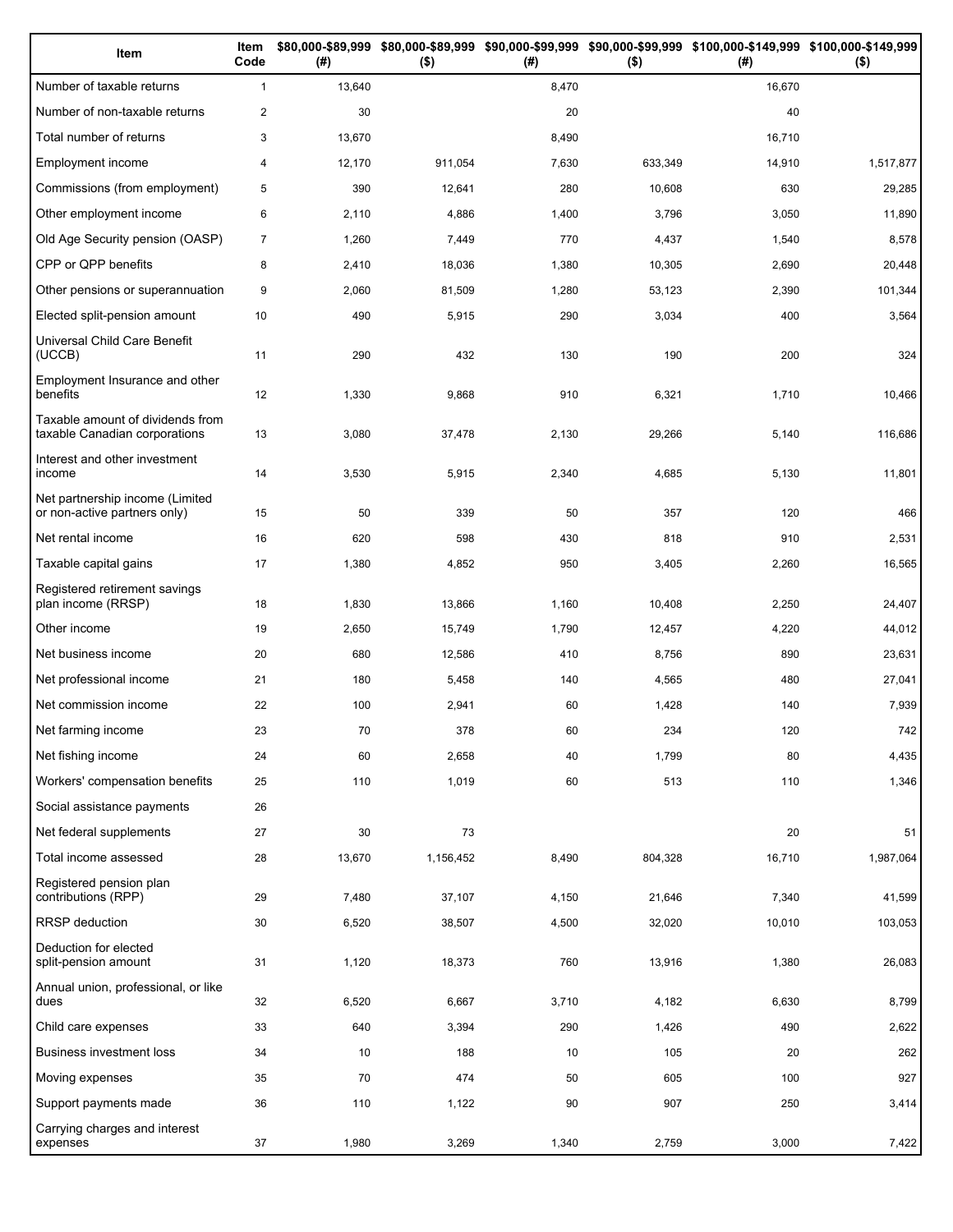| Item | Item Code | $80,000-$89,999 (#) | $80,000-$89,999 ($) | $90,000-$99,999 (#) | $90,000-$99,999 ($) | $100,000-$149,999 (#) | $100,000-$149,999 ($) |
|---|---|---|---|---|---|---|---|
| Number of taxable returns | 1 | 13,640 | | 8,470 | | 16,670 | |
| Number of non-taxable returns | 2 | 30 | | 20 | | 40 | |
| Total number of returns | 3 | 13,670 | | 8,490 | | 16,710 | |
| Employment income | 4 | 12,170 | 911,054 | 7,630 | 633,349 | 14,910 | 1,517,877 |
| Commissions (from employment) | 5 | 390 | 12,641 | 280 | 10,608 | 630 | 29,285 |
| Other employment income | 6 | 2,110 | 4,886 | 1,400 | 3,796 | 3,050 | 11,890 |
| Old Age Security pension (OASP) | 7 | 1,260 | 7,449 | 770 | 4,437 | 1,540 | 8,578 |
| CPP or QPP benefits | 8 | 2,410 | 18,036 | 1,380 | 10,305 | 2,690 | 20,448 |
| Other pensions or superannuation | 9 | 2,060 | 81,509 | 1,280 | 53,123 | 2,390 | 101,344 |
| Elected split-pension amount | 10 | 490 | 5,915 | 290 | 3,034 | 400 | 3,564 |
| Universal Child Care Benefit (UCCB) | 11 | 290 | 432 | 130 | 190 | 200 | 324 |
| Employment Insurance and other benefits | 12 | 1,330 | 9,868 | 910 | 6,321 | 1,710 | 10,466 |
| Taxable amount of dividends from taxable Canadian corporations | 13 | 3,080 | 37,478 | 2,130 | 29,266 | 5,140 | 116,686 |
| Interest and other investment income | 14 | 3,530 | 5,915 | 2,340 | 4,685 | 5,130 | 11,801 |
| Net partnership income (Limited or non-active partners only) | 15 | 50 | 339 | 50 | 357 | 120 | 466 |
| Net rental income | 16 | 620 | 598 | 430 | 818 | 910 | 2,531 |
| Taxable capital gains | 17 | 1,380 | 4,852 | 950 | 3,405 | 2,260 | 16,565 |
| Registered retirement savings plan income (RRSP) | 18 | 1,830 | 13,866 | 1,160 | 10,408 | 2,250 | 24,407 |
| Other income | 19 | 2,650 | 15,749 | 1,790 | 12,457 | 4,220 | 44,012 |
| Net business income | 20 | 680 | 12,586 | 410 | 8,756 | 890 | 23,631 |
| Net professional income | 21 | 180 | 5,458 | 140 | 4,565 | 480 | 27,041 |
| Net commission income | 22 | 100 | 2,941 | 60 | 1,428 | 140 | 7,939 |
| Net farming income | 23 | 70 | 378 | 60 | 234 | 120 | 742 |
| Net fishing income | 24 | 60 | 2,658 | 40 | 1,799 | 80 | 4,435 |
| Workers' compensation benefits | 25 | 110 | 1,019 | 60 | 513 | 110 | 1,346 |
| Social assistance payments | 26 | | | | | | |
| Net federal supplements | 27 | 30 | 73 | | | 20 | 51 |
| Total income assessed | 28 | 13,670 | 1,156,452 | 8,490 | 804,328 | 16,710 | 1,987,064 |
| Registered pension plan contributions (RPP) | 29 | 7,480 | 37,107 | 4,150 | 21,646 | 7,340 | 41,599 |
| RRSP deduction | 30 | 6,520 | 38,507 | 4,500 | 32,020 | 10,010 | 103,053 |
| Deduction for elected split-pension amount | 31 | 1,120 | 18,373 | 760 | 13,916 | 1,380 | 26,083 |
| Annual union, professional, or like dues | 32 | 6,520 | 6,667 | 3,710 | 4,182 | 6,630 | 8,799 |
| Child care expenses | 33 | 640 | 3,394 | 290 | 1,426 | 490 | 2,622 |
| Business investment loss | 34 | 10 | 188 | 10 | 105 | 20 | 262 |
| Moving expenses | 35 | 70 | 474 | 50 | 605 | 100 | 927 |
| Support payments made | 36 | 110 | 1,122 | 90 | 907 | 250 | 3,414 |
| Carrying charges and interest expenses | 37 | 1,980 | 3,269 | 1,340 | 2,759 | 3,000 | 7,422 |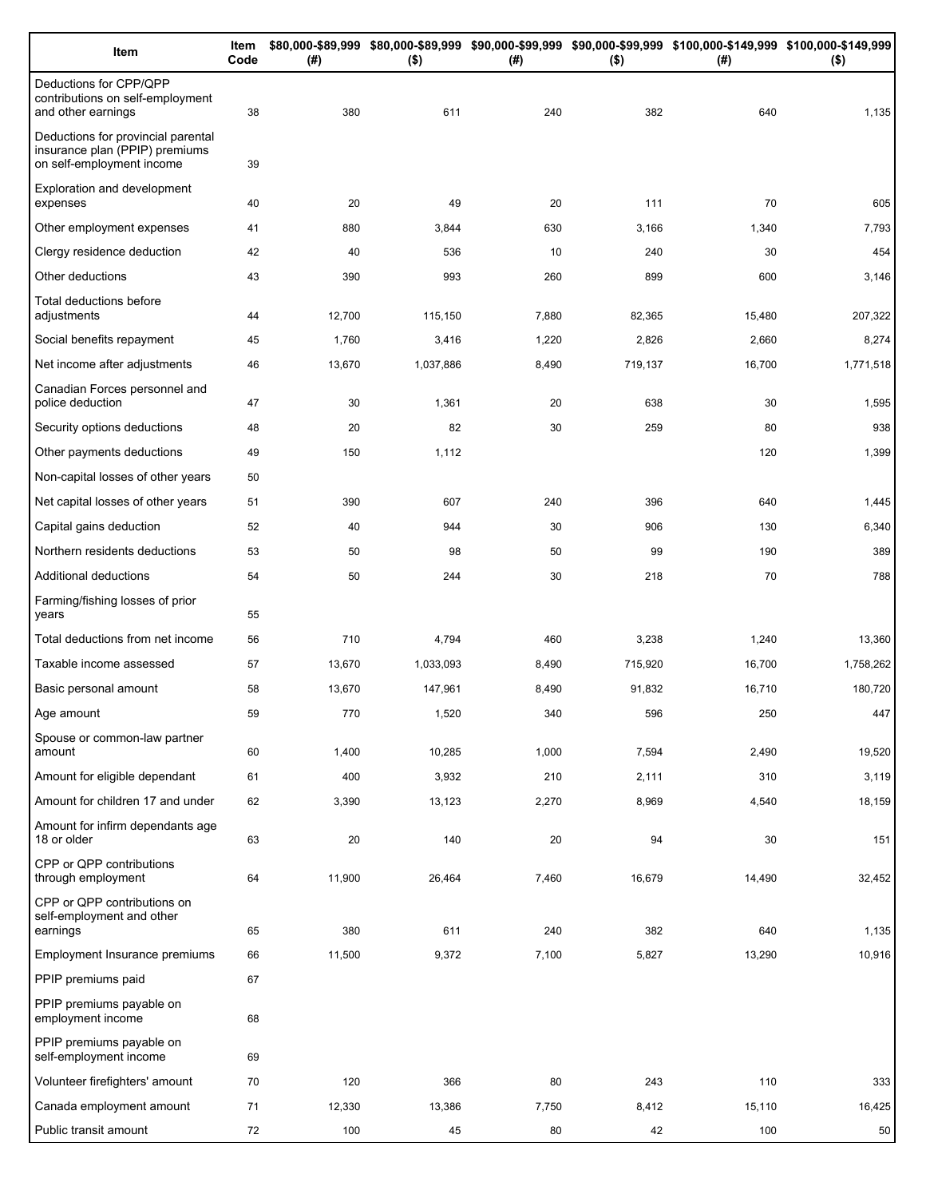| Item | Item Code | $80,000-$89,999 (#) | $80,000-$89,999 ($) | $90,000-$99,999 (#) | $90,000-$99,999 ($) | $100,000-$149,999 (#) | $100,000-$149,999 ($) |
|---|---|---|---|---|---|---|---|
| Deductions for CPP/QPP contributions on self-employment and other earnings | 38 | 380 | 611 | 240 | 382 | 640 | 1,135 |
| Deductions for provincial parental insurance plan (PPIP) premiums on self-employment income | 39 | | | | | | |
| Exploration and development expenses | 40 | 20 | 49 | 20 | 111 | 70 | 605 |
| Other employment expenses | 41 | 880 | 3,844 | 630 | 3,166 | 1,340 | 7,793 |
| Clergy residence deduction | 42 | 40 | 536 | 10 | 240 | 30 | 454 |
| Other deductions | 43 | 390 | 993 | 260 | 899 | 600 | 3,146 |
| Total deductions before adjustments | 44 | 12,700 | 115,150 | 7,880 | 82,365 | 15,480 | 207,322 |
| Social benefits repayment | 45 | 1,760 | 3,416 | 1,220 | 2,826 | 2,660 | 8,274 |
| Net income after adjustments | 46 | 13,670 | 1,037,886 | 8,490 | 719,137 | 16,700 | 1,771,518 |
| Canadian Forces personnel and police deduction | 47 | 30 | 1,361 | 20 | 638 | 30 | 1,595 |
| Security options deductions | 48 | 20 | 82 | 30 | 259 | 80 | 938 |
| Other payments deductions | 49 | 150 | 1,112 | | | 120 | 1,399 |
| Non-capital losses of other years | 50 | | | | | | |
| Net capital losses of other years | 51 | 390 | 607 | 240 | 396 | 640 | 1,445 |
| Capital gains deduction | 52 | 40 | 944 | 30 | 906 | 130 | 6,340 |
| Northern residents deductions | 53 | 50 | 98 | 50 | 99 | 190 | 389 |
| Additional deductions | 54 | 50 | 244 | 30 | 218 | 70 | 788 |
| Farming/fishing losses of prior years | 55 | | | | | | |
| Total deductions from net income | 56 | 710 | 4,794 | 460 | 3,238 | 1,240 | 13,360 |
| Taxable income assessed | 57 | 13,670 | 1,033,093 | 8,490 | 715,920 | 16,700 | 1,758,262 |
| Basic personal amount | 58 | 13,670 | 147,961 | 8,490 | 91,832 | 16,710 | 180,720 |
| Age amount | 59 | 770 | 1,520 | 340 | 596 | 250 | 447 |
| Spouse or common-law partner amount | 60 | 1,400 | 10,285 | 1,000 | 7,594 | 2,490 | 19,520 |
| Amount for eligible dependant | 61 | 400 | 3,932 | 210 | 2,111 | 310 | 3,119 |
| Amount for children 17 and under | 62 | 3,390 | 13,123 | 2,270 | 8,969 | 4,540 | 18,159 |
| Amount for infirm dependants age 18 or older | 63 | 20 | 140 | 20 | 94 | 30 | 151 |
| CPP or QPP contributions through employment | 64 | 11,900 | 26,464 | 7,460 | 16,679 | 14,490 | 32,452 |
| CPP or QPP contributions on self-employment and other earnings | 65 | 380 | 611 | 240 | 382 | 640 | 1,135 |
| Employment Insurance premiums | 66 | 11,500 | 9,372 | 7,100 | 5,827 | 13,290 | 10,916 |
| PPIP premiums paid | 67 | | | | | | |
| PPIP premiums payable on employment income | 68 | | | | | | |
| PPIP premiums payable on self-employment income | 69 | | | | | | |
| Volunteer firefighters' amount | 70 | 120 | 366 | 80 | 243 | 110 | 333 |
| Canada employment amount | 71 | 12,330 | 13,386 | 7,750 | 8,412 | 15,110 | 16,425 |
| Public transit amount | 72 | 100 | 45 | 80 | 42 | 100 | 50 |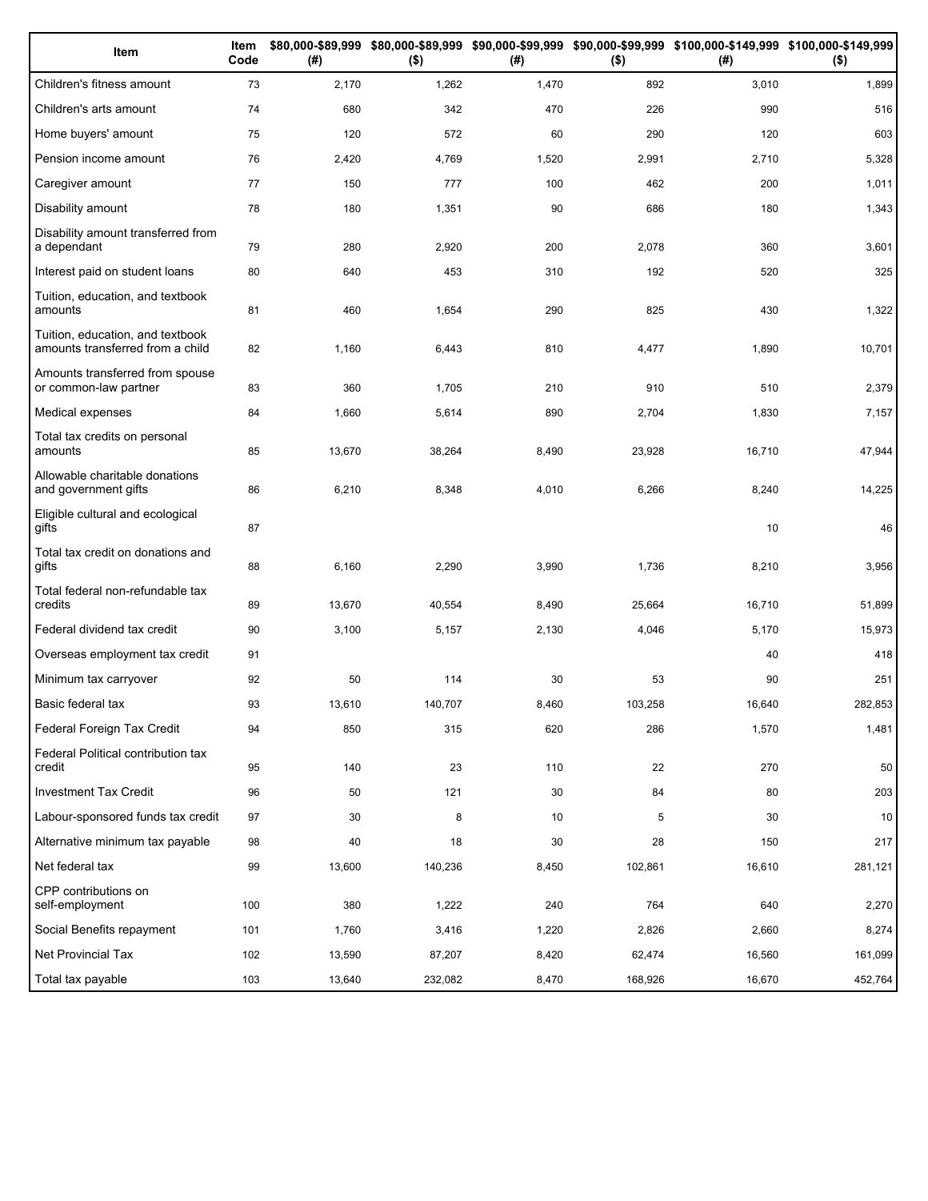| Item | Item Code | $80,000-$89,999 (#) | $80,000-$89,999 ($) | $90,000-$99,999 (#) | $90,000-$99,999 ($) | $100,000-$149,999 (#) | $100,000-$149,999 ($) |
|---|---|---|---|---|---|---|---|
| Children's fitness amount | 73 | 2,170 | 1,262 | 1,470 | 892 | 3,010 | 1,899 |
| Children's arts amount | 74 | 680 | 342 | 470 | 226 | 990 | 516 |
| Home buyers' amount | 75 | 120 | 572 | 60 | 290 | 120 | 603 |
| Pension income amount | 76 | 2,420 | 4,769 | 1,520 | 2,991 | 2,710 | 5,328 |
| Caregiver amount | 77 | 150 | 777 | 100 | 462 | 200 | 1,011 |
| Disability amount | 78 | 180 | 1,351 | 90 | 686 | 180 | 1,343 |
| Disability amount transferred from a dependant | 79 | 280 | 2,920 | 200 | 2,078 | 360 | 3,601 |
| Interest paid on student loans | 80 | 640 | 453 | 310 | 192 | 520 | 325 |
| Tuition, education, and textbook amounts | 81 | 460 | 1,654 | 290 | 825 | 430 | 1,322 |
| Tuition, education, and textbook amounts transferred from a child | 82 | 1,160 | 6,443 | 810 | 4,477 | 1,890 | 10,701 |
| Amounts transferred from spouse or common-law partner | 83 | 360 | 1,705 | 210 | 910 | 510 | 2,379 |
| Medical expenses | 84 | 1,660 | 5,614 | 890 | 2,704 | 1,830 | 7,157 |
| Total tax credits on personal amounts | 85 | 13,670 | 38,264 | 8,490 | 23,928 | 16,710 | 47,944 |
| Allowable charitable donations and government gifts | 86 | 6,210 | 8,348 | 4,010 | 6,266 | 8,240 | 14,225 |
| Eligible cultural and ecological gifts | 87 | | | | | 10 | 46 |
| Total tax credit on donations and gifts | 88 | 6,160 | 2,290 | 3,990 | 1,736 | 8,210 | 3,956 |
| Total federal non-refundable tax credits | 89 | 13,670 | 40,554 | 8,490 | 25,664 | 16,710 | 51,899 |
| Federal dividend tax credit | 90 | 3,100 | 5,157 | 2,130 | 4,046 | 5,170 | 15,973 |
| Overseas employment tax credit | 91 | | | | | 40 | 418 |
| Minimum tax carryover | 92 | 50 | 114 | 30 | 53 | 90 | 251 |
| Basic federal tax | 93 | 13,610 | 140,707 | 8,460 | 103,258 | 16,640 | 282,853 |
| Federal Foreign Tax Credit | 94 | 850 | 315 | 620 | 286 | 1,570 | 1,481 |
| Federal Political contribution tax credit | 95 | 140 | 23 | 110 | 22 | 270 | 50 |
| Investment Tax Credit | 96 | 50 | 121 | 30 | 84 | 80 | 203 |
| Labour-sponsored funds tax credit | 97 | 30 | 8 | 10 | 5 | 30 | 10 |
| Alternative minimum tax payable | 98 | 40 | 18 | 30 | 28 | 150 | 217 |
| Net federal tax | 99 | 13,600 | 140,236 | 8,450 | 102,861 | 16,610 | 281,121 |
| CPP contributions on self-employment | 100 | 380 | 1,222 | 240 | 764 | 640 | 2,270 |
| Social Benefits repayment | 101 | 1,760 | 3,416 | 1,220 | 2,826 | 2,660 | 8,274 |
| Net Provincial Tax | 102 | 13,590 | 87,207 | 8,420 | 62,474 | 16,560 | 161,099 |
| Total tax payable | 103 | 13,640 | 232,082 | 8,470 | 168,926 | 16,670 | 452,764 |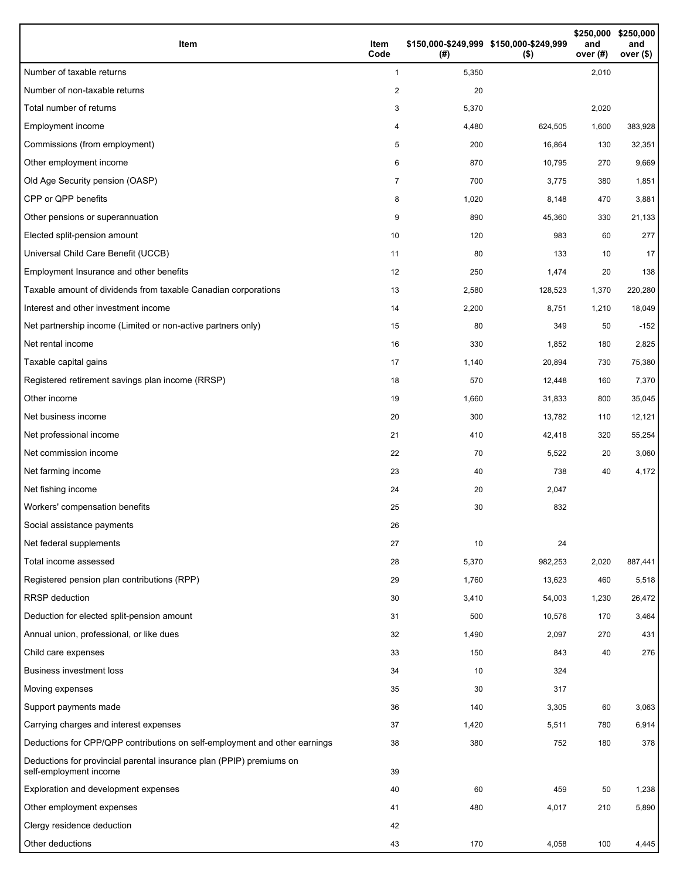| Item | Item Code | $150,000-$249,999 (#) | $150,000-$249,999 ($) | $250,000 and over (#) | $250,000 and over ($) |
| --- | --- | --- | --- | --- | --- |
| Number of taxable returns | 1 | 5,350 | | 2,010 | |
| Number of non-taxable returns | 2 | 20 | | | |
| Total number of returns | 3 | 5,370 | | 2,020 | |
| Employment income | 4 | 4,480 | 624,505 | 1,600 | 383,928 |
| Commissions (from employment) | 5 | 200 | 16,864 | 130 | 32,351 |
| Other employment income | 6 | 870 | 10,795 | 270 | 9,669 |
| Old Age Security pension (OASP) | 7 | 700 | 3,775 | 380 | 1,851 |
| CPP or QPP benefits | 8 | 1,020 | 8,148 | 470 | 3,881 |
| Other pensions or superannuation | 9 | 890 | 45,360 | 330 | 21,133 |
| Elected split-pension amount | 10 | 120 | 983 | 60 | 277 |
| Universal Child Care Benefit (UCCB) | 11 | 80 | 133 | 10 | 17 |
| Employment Insurance and other benefits | 12 | 250 | 1,474 | 20 | 138 |
| Taxable amount of dividends from taxable Canadian corporations | 13 | 2,580 | 128,523 | 1,370 | 220,280 |
| Interest and other investment income | 14 | 2,200 | 8,751 | 1,210 | 18,049 |
| Net partnership income (Limited or non-active partners only) | 15 | 80 | 349 | 50 | -152 |
| Net rental income | 16 | 330 | 1,852 | 180 | 2,825 |
| Taxable capital gains | 17 | 1,140 | 20,894 | 730 | 75,380 |
| Registered retirement savings plan income (RRSP) | 18 | 570 | 12,448 | 160 | 7,370 |
| Other income | 19 | 1,660 | 31,833 | 800 | 35,045 |
| Net business income | 20 | 300 | 13,782 | 110 | 12,121 |
| Net professional income | 21 | 410 | 42,418 | 320 | 55,254 |
| Net commission income | 22 | 70 | 5,522 | 20 | 3,060 |
| Net farming income | 23 | 40 | 738 | 40 | 4,172 |
| Net fishing income | 24 | 20 | 2,047 | | |
| Workers' compensation benefits | 25 | 30 | 832 | | |
| Social assistance payments | 26 | | | | |
| Net federal supplements | 27 | 10 | 24 | | |
| Total income assessed | 28 | 5,370 | 982,253 | 2,020 | 887,441 |
| Registered pension plan contributions (RPP) | 29 | 1,760 | 13,623 | 460 | 5,518 |
| RRSP deduction | 30 | 3,410 | 54,003 | 1,230 | 26,472 |
| Deduction for elected split-pension amount | 31 | 500 | 10,576 | 170 | 3,464 |
| Annual union, professional, or like dues | 32 | 1,490 | 2,097 | 270 | 431 |
| Child care expenses | 33 | 150 | 843 | 40 | 276 |
| Business investment loss | 34 | 10 | 324 | | |
| Moving expenses | 35 | 30 | 317 | | |
| Support payments made | 36 | 140 | 3,305 | 60 | 3,063 |
| Carrying charges and interest expenses | 37 | 1,420 | 5,511 | 780 | 6,914 |
| Deductions for CPP/QPP contributions on self-employment and other earnings | 38 | 380 | 752 | 180 | 378 |
| Deductions for provincial parental insurance plan (PPIP) premiums on self-employment income | 39 | | | | |
| Exploration and development expenses | 40 | 60 | 459 | 50 | 1,238 |
| Other employment expenses | 41 | 480 | 4,017 | 210 | 5,890 |
| Clergy residence deduction | 42 | | | | |
| Other deductions | 43 | 170 | 4,058 | 100 | 4,445 |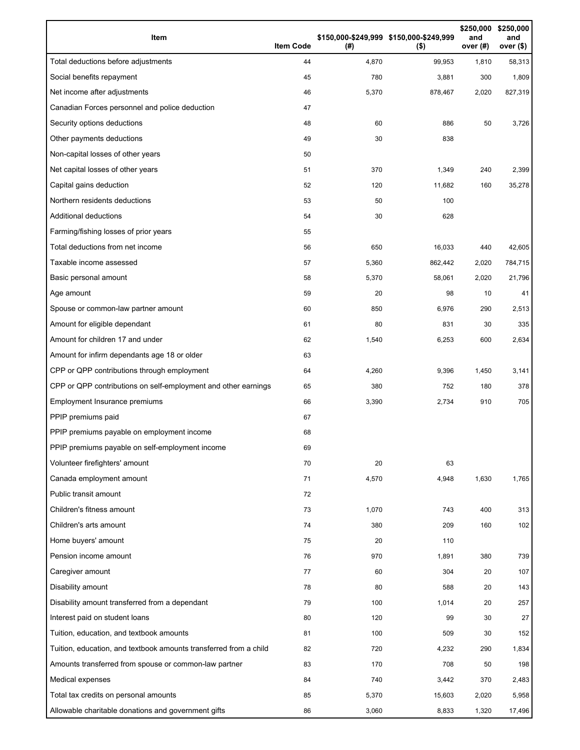| Item | Item Code | $150,000-$249,999 (#) | $150,000-$249,999 ($) | $250,000 and over (#) | $250,000 and over ($) |
|---|---|---|---|---|---|
| Total deductions before adjustments | 44 | 4,870 | 99,953 | 1,810 | 58,313 |
| Social benefits repayment | 45 | 780 | 3,881 | 300 | 1,809 |
| Net income after adjustments | 46 | 5,370 | 878,467 | 2,020 | 827,319 |
| Canadian Forces personnel and police deduction | 47 | | | | |
| Security options deductions | 48 | 60 | 886 | 50 | 3,726 |
| Other payments deductions | 49 | 30 | 838 | | |
| Non-capital losses of other years | 50 | | | | |
| Net capital losses of other years | 51 | 370 | 1,349 | 240 | 2,399 |
| Capital gains deduction | 52 | 120 | 11,682 | 160 | 35,278 |
| Northern residents deductions | 53 | 50 | 100 | | |
| Additional deductions | 54 | 30 | 628 | | |
| Farming/fishing losses of prior years | 55 | | | | |
| Total deductions from net income | 56 | 650 | 16,033 | 440 | 42,605 |
| Taxable income assessed | 57 | 5,360 | 862,442 | 2,020 | 784,715 |
| Basic personal amount | 58 | 5,370 | 58,061 | 2,020 | 21,796 |
| Age amount | 59 | 20 | 98 | 10 | 41 |
| Spouse or common-law partner amount | 60 | 850 | 6,976 | 290 | 2,513 |
| Amount for eligible dependant | 61 | 80 | 831 | 30 | 335 |
| Amount for children 17 and under | 62 | 1,540 | 6,253 | 600 | 2,634 |
| Amount for infirm dependants age 18 or older | 63 | | | | |
| CPP or QPP contributions through employment | 64 | 4,260 | 9,396 | 1,450 | 3,141 |
| CPP or QPP contributions on self-employment and other earnings | 65 | 380 | 752 | 180 | 378 |
| Employment Insurance premiums | 66 | 3,390 | 2,734 | 910 | 705 |
| PPIP premiums paid | 67 | | | | |
| PPIP premiums payable on employment income | 68 | | | | |
| PPIP premiums payable on self-employment income | 69 | | | | |
| Volunteer firefighters' amount | 70 | 20 | 63 | | |
| Canada employment amount | 71 | 4,570 | 4,948 | 1,630 | 1,765 |
| Public transit amount | 72 | | | | |
| Children's fitness amount | 73 | 1,070 | 743 | 400 | 313 |
| Children's arts amount | 74 | 380 | 209 | 160 | 102 |
| Home buyers' amount | 75 | 20 | 110 | | |
| Pension income amount | 76 | 970 | 1,891 | 380 | 739 |
| Caregiver amount | 77 | 60 | 304 | 20 | 107 |
| Disability amount | 78 | 80 | 588 | 20 | 143 |
| Disability amount transferred from a dependant | 79 | 100 | 1,014 | 20 | 257 |
| Interest paid on student loans | 80 | 120 | 99 | 30 | 27 |
| Tuition, education, and textbook amounts | 81 | 100 | 509 | 30 | 152 |
| Tuition, education, and textbook amounts transferred from a child | 82 | 720 | 4,232 | 290 | 1,834 |
| Amounts transferred from spouse or common-law partner | 83 | 170 | 708 | 50 | 198 |
| Medical expenses | 84 | 740 | 3,442 | 370 | 2,483 |
| Total tax credits on personal amounts | 85 | 5,370 | 15,603 | 2,020 | 5,958 |
| Allowable charitable donations and government gifts | 86 | 3,060 | 8,833 | 1,320 | 17,496 |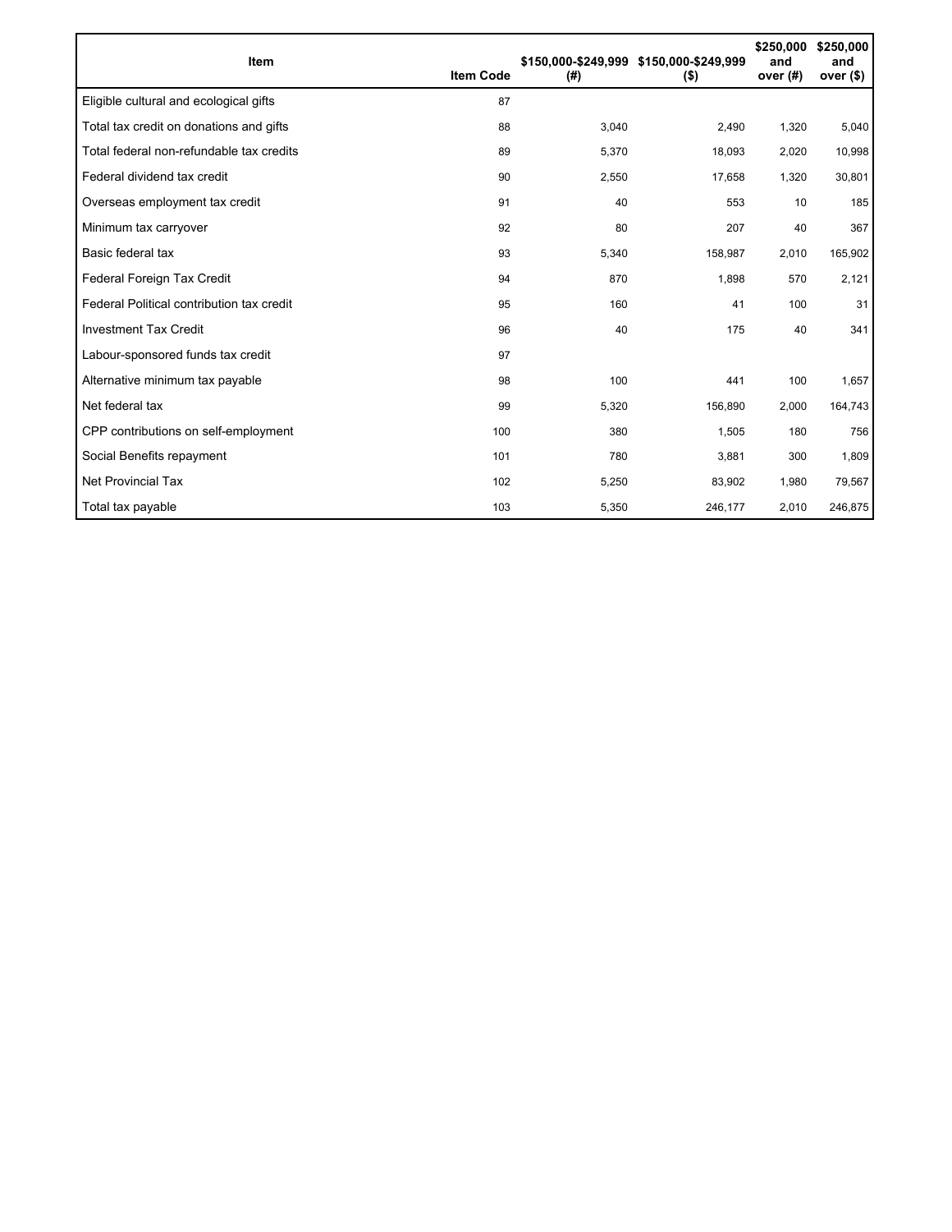| Item | Item Code | \$150,000-\$249,999 (#) | \$150,000-\$249,999 (\$) | \$250,000 and over (#) | \$250,000 and over (\$) |
|---|---|---|---|---|---|
| Eligible cultural and ecological gifts | 87 | | | | |
| Total tax credit on donations and gifts | 88 | 3,040 | 2,490 | 1,320 | 5,040 |
| Total federal non-refundable tax credits | 89 | 5,370 | 18,093 | 2,020 | 10,998 |
| Federal dividend tax credit | 90 | 2,550 | 17,658 | 1,320 | 30,801 |
| Overseas employment tax credit | 91 | 40 | 553 | 10 | 185 |
| Minimum tax carryover | 92 | 80 | 207 | 40 | 367 |
| Basic federal tax | 93 | 5,340 | 158,987 | 2,010 | 165,902 |
| Federal Foreign Tax Credit | 94 | 870 | 1,898 | 570 | 2,121 |
| Federal Political contribution tax credit | 95 | 160 | 41 | 100 | 31 |
| Investment Tax Credit | 96 | 40 | 175 | 40 | 341 |
| Labour-sponsored funds tax credit | 97 | | | | |
| Alternative minimum tax payable | 98 | 100 | 441 | 100 | 1,657 |
| Net federal tax | 99 | 5,320 | 156,890 | 2,000 | 164,743 |
| CPP contributions on self-employment | 100 | 380 | 1,505 | 180 | 756 |
| Social Benefits repayment | 101 | 780 | 3,881 | 300 | 1,809 |
| Net Provincial Tax | 102 | 5,250 | 83,902 | 1,980 | 79,567 |
| Total tax payable | 103 | 5,350 | 246,177 | 2,010 | 246,875 |